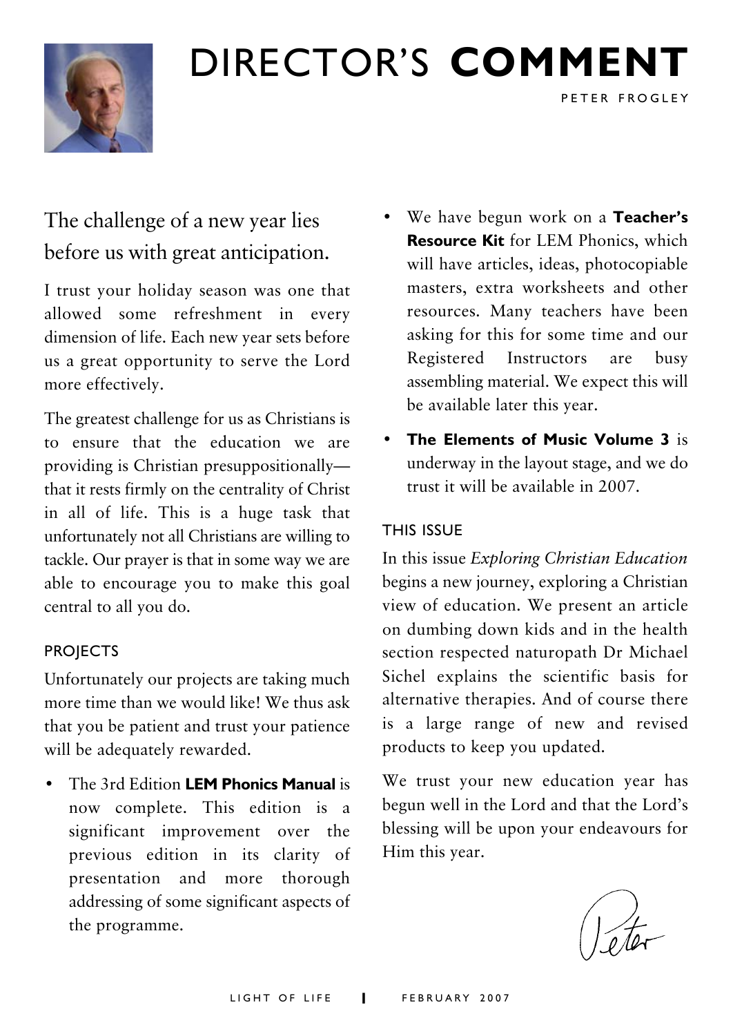# DIRECTOR'S **COMMENT**

PETER FROGLEY

The challenge of a new year lies before us with great anticipation.

I trust your holiday season was one that allowed some refreshment in every dimension of life. Each new year sets before us a great opportunity to serve the Lord more effectively.

The greatest challenge for us as Christians is to ensure that the education we are providing is Christian presuppositionally—that it rests firmly on the centrality of Christ in all of life. This is a huge task that unfortunately not all Christians are willing to tackle. Our prayer is that in some way we are able to encourage you to make this goal central to all you do.

## PROJECTS

Unfortunately our projects are taking much more time than we would like! We thus ask that you be patient and trust your patience will be adequately rewarded.

- The 3rd Edition **LEM Phonics Manual** is now complete. This edition is a significant improvement over the previous edition in its clarity of presentation and more thorough addressing of some significant aspects of the programme.
- We have begun work on a **Teacher's Resource Kit** for LEM Phonics, which will have articles, ideas, photocopiable masters, extra worksheets and other resources. Many teachers have been asking for this for some time and our Registered Instructors are busy assembling material. We expect this will be available later this year.
- **The Elements of Music Volume 3** is underway in the layout stage, and we do trust it will be available in 2007.

## THIS ISSUE

In this issue *Exploring Christian Education* begins a new journey, exploring a Christian view of education. We present an article on dumbing down kids and in the health section respected naturopath Dr Michael Sichel explains the scientific basis for alternative therapies. And of course there is a large range of new and revised products to keep you updated.

We trust your new education year has begun well in the Lord and that the Lord's blessing will be upon your endeavours for Him this year.

Peter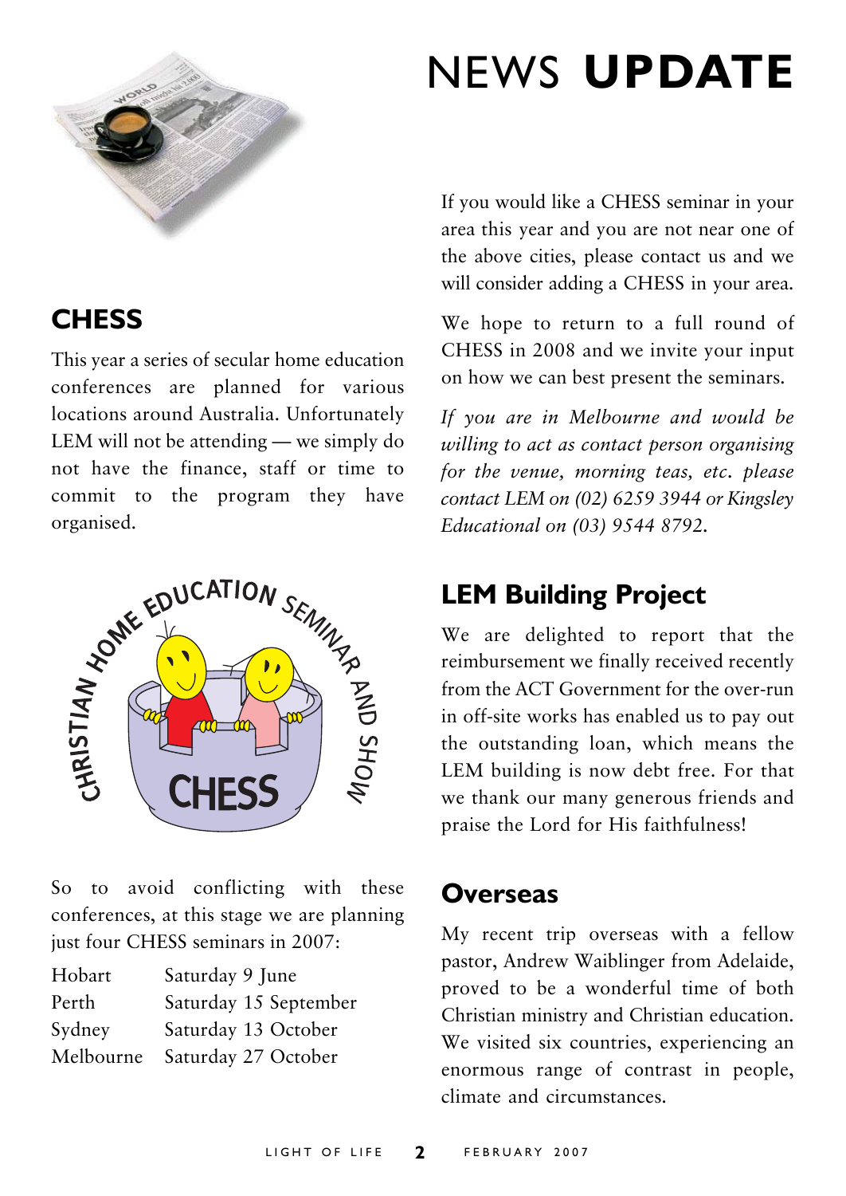# NEWS **UPDATE**

## CHESS

This year a series of secular home education conferences are planned for various locations around Australia. Unfortunately LEM will not be attending — we simply do not have the finance, staff or time to commit to the program they have organised.

So to avoid conflicting with these conferences, at this stage we are planning just four CHESS seminars in 2007:

| | |
|---|---|
| Hobart | Saturday 9 June |
| Perth | Saturday 15 September |
| Sydney | Saturday 13 October |
| Melbourne | Saturday 27 October |

If you would like a CHESS seminar in your area this year and you are not near one of the above cities, please contact us and we will consider adding a CHESS in your area.

We hope to return to a full round of CHESS in 2008 and we invite your input on how we can best present the seminars.

*If you are in Melbourne and would be willing to act as contact person organising for the venue, morning teas, etc. please contact LEM on (02) 6259 3944 or Kingsley Educational on (03) 9544 8792.*

## LEM Building Project

We are delighted to report that the reimbursement we finally received recently from the ACT Government for the over-run in off-site works has enabled us to pay out the outstanding loan, which means the LEM building is now debt free. For that we thank our many generous friends and praise the Lord for His faithfulness!

## Overseas

My recent trip overseas with a fellow pastor, Andrew Waiblinger from Adelaide, proved to be a wonderful time of both Christian ministry and Christian education. We visited six countries, experiencing an enormous range of contrast in people, climate and circumstances.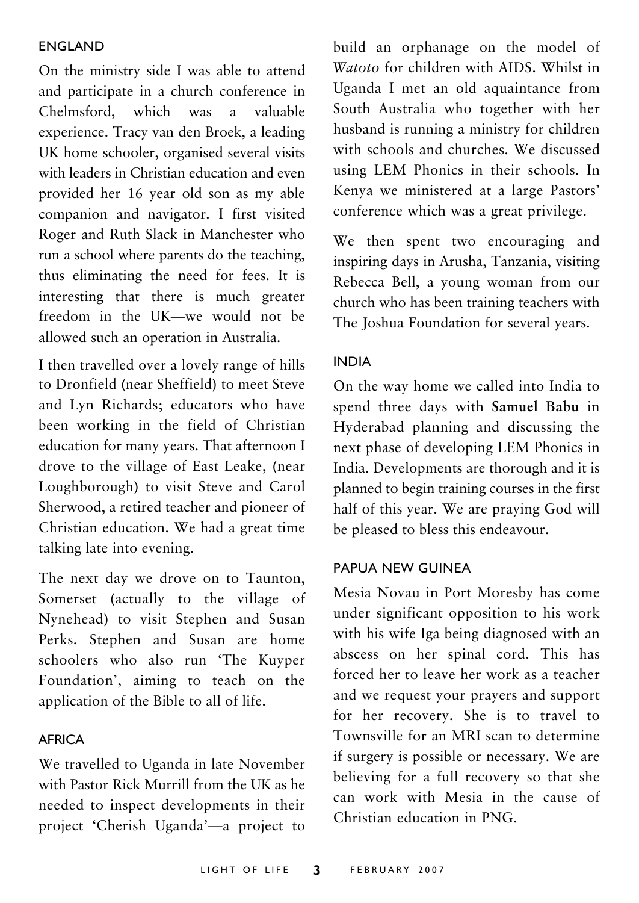### ENGLAND

On the ministry side I was able to attend and participate in a church conference in Chelmsford, which was a valuable experience. Tracy van den Broek, a leading UK home schooler, organised several visits with leaders in Christian education and even provided her 16 year old son as my able companion and navigator. I first visited Roger and Ruth Slack in Manchester who run a school where parents do the teaching, thus eliminating the need for fees. It is interesting that there is much greater freedom in the UK—we would not be allowed such an operation in Australia.

I then travelled over a lovely range of hills to Dronfield (near Sheffield) to meet Steve and Lyn Richards; educators who have been working in the field of Christian education for many years. That afternoon I drove to the village of East Leake, (near Loughborough) to visit Steve and Carol Sherwood, a retired teacher and pioneer of Christian education. We had a great time talking late into evening.

The next day we drove on to Taunton, Somerset (actually to the village of Nynehead) to visit Stephen and Susan Perks. Stephen and Susan are home schoolers who also run 'The Kuyper Foundation', aiming to teach on the application of the Bible to all of life.

### AFRICA

We travelled to Uganda in late November with Pastor Rick Murrill from the UK as he needed to inspect developments in their project 'Cherish Uganda'—a project to build an orphanage on the model of *Watoto* for children with AIDS. Whilst in Uganda I met an old aquaintance from South Australia who together with her husband is running a ministry for children with schools and churches. We discussed using LEM Phonics in their schools. In Kenya we ministered at a large Pastors' conference which was a great privilege.

We then spent two encouraging and inspiring days in Arusha, Tanzania, visiting Rebecca Bell, a young woman from our church who has been training teachers with The Joshua Foundation for several years.

### INDIA

On the way home we called into India to spend three days with **Samuel Babu** in Hyderabad planning and discussing the next phase of developing LEM Phonics in India. Developments are thorough and it is planned to begin training courses in the first half of this year. We are praying God will be pleased to bless this endeavour.

### PAPUA NEW GUINEA

Mesia Novau in Port Moresby has come under significant opposition to his work with his wife Iga being diagnosed with an abscess on her spinal cord. This has forced her to leave her work as a teacher and we request your prayers and support for her recovery. She is to travel to Townsville for an MRI scan to determine if surgery is possible or necessary. We are believing for a full recovery so that she can work with Mesia in the cause of Christian education in PNG.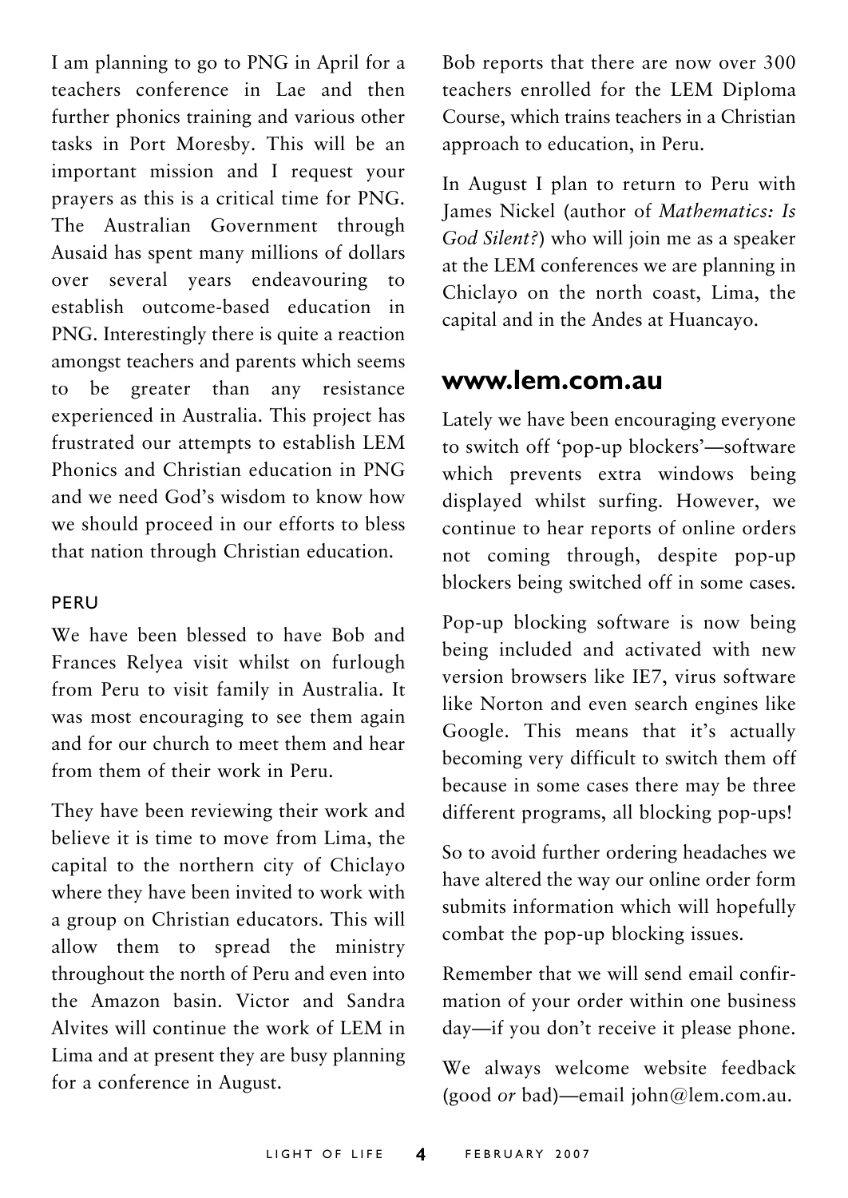I am planning to go to PNG in April for a teachers conference in Lae and then further phonics training and various other tasks in Port Moresby. This will be an important mission and I request your prayers as this is a critical time for PNG. The Australian Government through Ausaid has spent many millions of dollars over several years endeavouring to establish outcome-based education in PNG. Interestingly there is quite a reaction amongst teachers and parents which seems to be greater than any resistance experienced in Australia. This project has frustrated our attempts to establish LEM Phonics and Christian education in PNG and we need God's wisdom to know how we should proceed in our efforts to bless that nation through Christian education.

### PERU

We have been blessed to have Bob and Frances Relyea visit whilst on furlough from Peru to visit family in Australia. It was most encouraging to see them again and for our church to meet them and hear from them of their work in Peru.

They have been reviewing their work and believe it is time to move from Lima, the capital to the northern city of Chiclayo where they have been invited to work with a group on Christian educators. This will allow them to spread the ministry throughout the north of Peru and even into the Amazon basin. Victor and Sandra Alvites will continue the work of LEM in Lima and at present they are busy planning for a conference in August.

Bob reports that there are now over 300 teachers enrolled for the LEM Diploma Course, which trains teachers in a Christian approach to education, in Peru.

In August I plan to return to Peru with James Nickel (author of *Mathematics: Is God Silent?*) who will join me as a speaker at the LEM conferences we are planning in Chiclayo on the north coast, Lima, the capital and in the Andes at Huancayo.

## www.lem.com.au

Lately we have been encouraging everyone to switch off 'pop-up blockers'—software which prevents extra windows being displayed whilst surfing. However, we continue to hear reports of online orders not coming through, despite pop-up blockers being switched off in some cases.

Pop-up blocking software is now being being included and activated with new version browsers like IE7, virus software like Norton and even search engines like Google. This means that it's actually becoming very difficult to switch them off because in some cases there may be three different programs, all blocking pop-ups!

So to avoid further ordering headaches we have altered the way our online order form submits information which will hopefully combat the pop-up blocking issues.

Remember that we will send email confirmation of your order within one business day—if you don't receive it please phone.

We always welcome website feedback (good *or* bad)—email john@lem.com.au.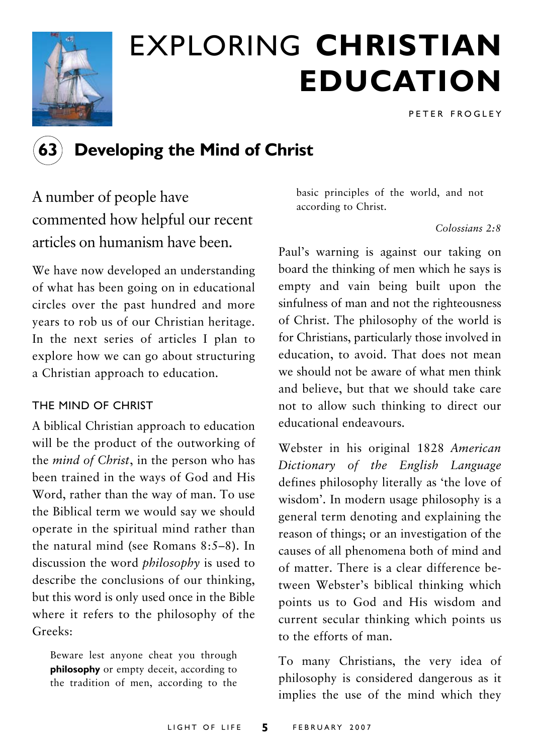# EXPLORING **CHRISTIAN EDUCATION**

PETER FROGLEY

## 63 Developing the Mind of Christ

A number of people have commented how helpful our recent articles on humanism have been.

We have now developed an understanding of what has been going on in educational circles over the past hundred and more years to rob us of our Christian heritage. In the next series of articles I plan to explore how we can go about structuring a Christian approach to education.

### THE MIND OF CHRIST

A biblical Christian approach to education will be the product of the outworking of the *mind of Christ*, in the person who has been trained in the ways of God and His Word, rather than the way of man. To use the Biblical term we would say we should operate in the spiritual mind rather than the natural mind (see Romans 8:5–8). In discussion the word *philosophy* is used to describe the conclusions of our thinking, but this word is only used once in the Bible where it refers to the philosophy of the Greeks:

> Beware lest anyone cheat you through **philosophy** or empty deceit, according to the tradition of men, according to the basic principles of the world, and not according to Christ.
>
> *Colossians 2:8*

Paul's warning is against our taking on board the thinking of men which he says is empty and vain being built upon the sinfulness of man and not the righteousness of Christ. The philosophy of the world is for Christians, particularly those involved in education, to avoid. That does not mean we should not be aware of what men think and believe, but that we should take care not to allow such thinking to direct our educational endeavours.

Webster in his original 1828 *American Dictionary of the English Language* defines philosophy literally as 'the love of wisdom'. In modern usage philosophy is a general term denoting and explaining the reason of things; or an investigation of the causes of all phenomena both of mind and of matter. There is a clear difference between Webster's biblical thinking which points us to God and His wisdom and current secular thinking which points us to the efforts of man.

To many Christians, the very idea of philosophy is considered dangerous as it implies the use of the mind which they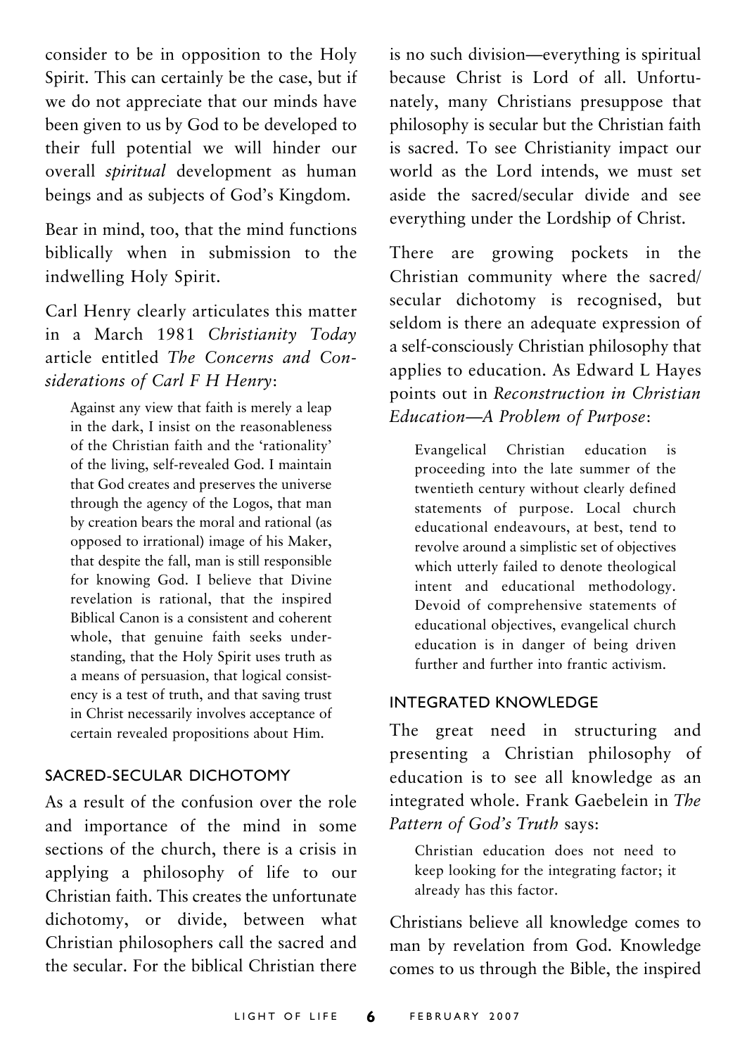consider to be in opposition to the Holy Spirit. This can certainly be the case, but if we do not appreciate that our minds have been given to us by God to be developed to their full potential we will hinder our overall *spiritual* development as human beings and as subjects of God's Kingdom.

Bear in mind, too, that the mind functions biblically when in submission to the indwelling Holy Spirit.

Carl Henry clearly articulates this matter in a March 1981 *Christianity Today* article entitled *The Concerns and Considerations of Carl F H Henry*:

> Against any view that faith is merely a leap in the dark, I insist on the reasonableness of the Christian faith and the 'rationality' of the living, self-revealed God. I maintain that God creates and preserves the universe through the agency of the Logos, that man by creation bears the moral and rational (as opposed to irrational) image of his Maker, that despite the fall, man is still responsible for knowing God. I believe that Divine revelation is rational, that the inspired Biblical Canon is a consistent and coherent whole, that genuine faith seeks understanding, that the Holy Spirit uses truth as a means of persuasion, that logical consistency is a test of truth, and that saving trust in Christ necessarily involves acceptance of certain revealed propositions about Him.

## SACRED-SECULAR DICHOTOMY

As a result of the confusion over the role and importance of the mind in some sections of the church, there is a crisis in applying a philosophy of life to our Christian faith. This creates the unfortunate dichotomy, or divide, between what Christian philosophers call the sacred and the secular. For the biblical Christian there is no such division—everything is spiritual because Christ is Lord of all. Unfortunately, many Christians presuppose that philosophy is secular but the Christian faith is sacred. To see Christianity impact our world as the Lord intends, we must set aside the sacred/secular divide and see everything under the Lordship of Christ.

There are growing pockets in the Christian community where the sacred/secular dichotomy is recognised, but seldom is there an adequate expression of a self-consciously Christian philosophy that applies to education. As Edward L Hayes points out in *Reconstruction in Christian Education—A Problem of Purpose*:

> Evangelical Christian education is proceeding into the late summer of the twentieth century without clearly defined statements of purpose. Local church educational endeavours, at best, tend to revolve around a simplistic set of objectives which utterly failed to denote theological intent and educational methodology. Devoid of comprehensive statements of educational objectives, evangelical church education is in danger of being driven further and further into frantic activism.

## INTEGRATED KNOWLEDGE

The great need in structuring and presenting a Christian philosophy of education is to see all knowledge as an integrated whole. Frank Gaebelein in *The Pattern of God's Truth* says:

> Christian education does not need to keep looking for the integrating factor; it already has this factor.

Christians believe all knowledge comes to man by revelation from God. Knowledge comes to us through the Bible, the inspired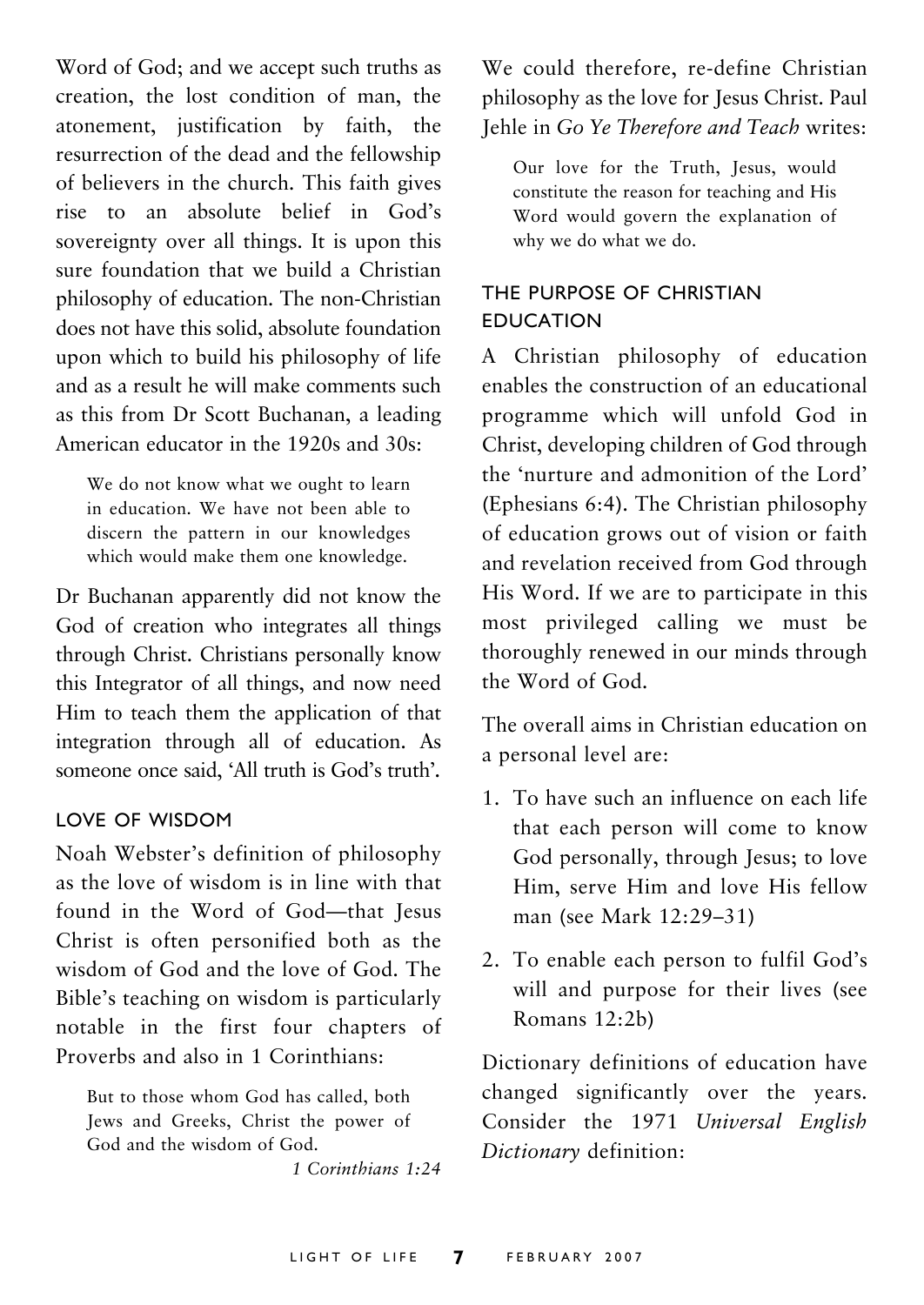Word of God; and we accept such truths as creation, the lost condition of man, the atonement, justification by faith, the resurrection of the dead and the fellowship of believers in the church. This faith gives rise to an absolute belief in God's sovereignty over all things. It is upon this sure foundation that we build a Christian philosophy of education. The non-Christian does not have this solid, absolute foundation upon which to build his philosophy of life and as a result he will make comments such as this from Dr Scott Buchanan, a leading American educator in the 1920s and 30s:

> We do not know what we ought to learn in education. We have not been able to discern the pattern in our knowledges which would make them one knowledge.

Dr Buchanan apparently did not know the God of creation who integrates all things through Christ. Christians personally know this Integrator of all things, and now need Him to teach them the application of that integration through all of education. As someone once said, 'All truth is God's truth'.

### LOVE OF WISDOM

Noah Webster's definition of philosophy as the love of wisdom is in line with that found in the Word of God—that Jesus Christ is often personified both as the wisdom of God and the love of God. The Bible's teaching on wisdom is particularly notable in the first four chapters of Proverbs and also in 1 Corinthians:

> But to those whom God has called, both Jews and Greeks, Christ the power of God and the wisdom of God.
>
> *1 Corinthians 1:24*

We could therefore, re-define Christian philosophy as the love for Jesus Christ. Paul Jehle in *Go Ye Therefore and Teach* writes:

> Our love for the Truth, Jesus, would constitute the reason for teaching and His Word would govern the explanation of why we do what we do.

### THE PURPOSE OF CHRISTIAN EDUCATION

A Christian philosophy of education enables the construction of an educational programme which will unfold God in Christ, developing children of God through the 'nurture and admonition of the Lord' (Ephesians 6:4). The Christian philosophy of education grows out of vision or faith and revelation received from God through His Word. If we are to participate in this most privileged calling we must be thoroughly renewed in our minds through the Word of God.

The overall aims in Christian education on a personal level are:

1. To have such an influence on each life that each person will come to know God personally, through Jesus; to love Him, serve Him and love His fellow man (see Mark 12:29–31)
2. To enable each person to fulfil God's will and purpose for their lives (see Romans 12:2b)

Dictionary definitions of education have changed significantly over the years. Consider the 1971 *Universal English Dictionary* definition: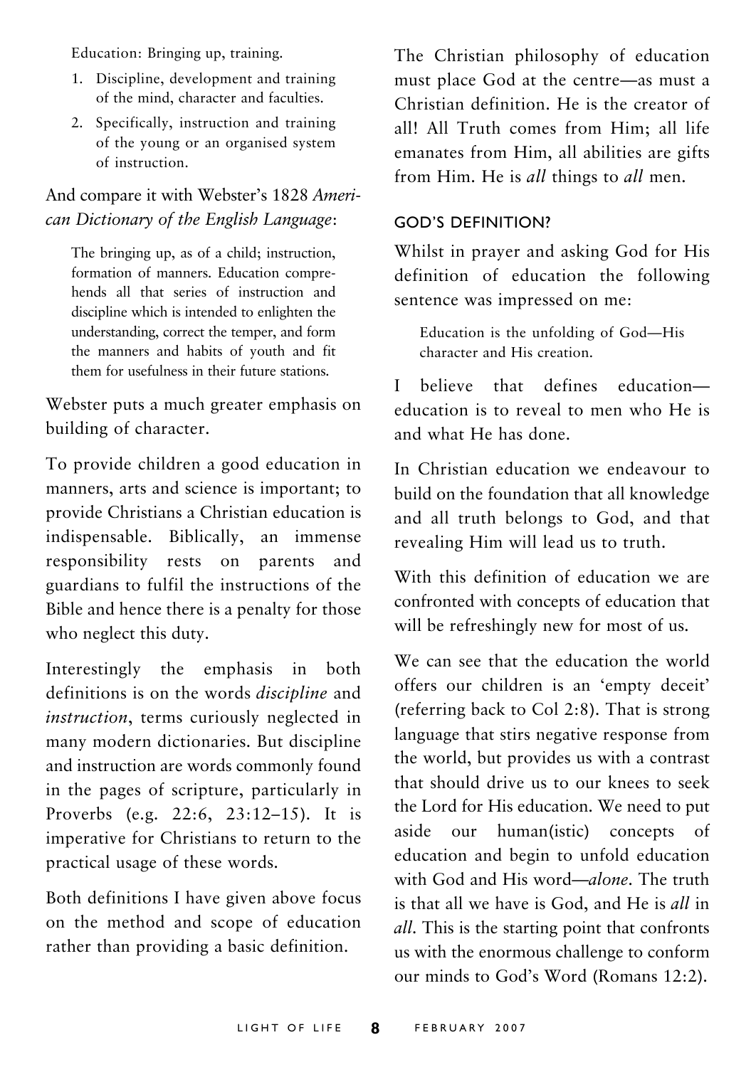Education: Bringing up, training.

1. Discipline, development and training of the mind, character and faculties.
2. Specifically, instruction and training of the young or an organised system of instruction.

And compare it with Webster's 1828 *American Dictionary of the English Language*:

> The bringing up, as of a child; instruction, formation of manners. Education comprehends all that series of instruction and discipline which is intended to enlighten the understanding, correct the temper, and form the manners and habits of youth and fit them for usefulness in their future stations.

Webster puts a much greater emphasis on building of character.

To provide children a good education in manners, arts and science is important; to provide Christians a Christian education is indispensable. Biblically, an immense responsibility rests on parents and guardians to fulfil the instructions of the Bible and hence there is a penalty for those who neglect this duty.

Interestingly the emphasis in both definitions is on the words *discipline* and *instruction*, terms curiously neglected in many modern dictionaries. But discipline and instruction are words commonly found in the pages of scripture, particularly in Proverbs (e.g. 22:6, 23:12–15). It is imperative for Christians to return to the practical usage of these words.

Both definitions I have given above focus on the method and scope of education rather than providing a basic definition.

The Christian philosophy of education must place God at the centre—as must a Christian definition. He is the creator of all! All Truth comes from Him; all life emanates from Him, all abilities are gifts from Him. He is *all* things to *all* men.

## GOD'S DEFINITION?

Whilst in prayer and asking God for His definition of education the following sentence was impressed on me:

> Education is the unfolding of God—His character and His creation.

I believe that defines education—education is to reveal to men who He is and what He has done.

In Christian education we endeavour to build on the foundation that all knowledge and all truth belongs to God, and that revealing Him will lead us to truth.

With this definition of education we are confronted with concepts of education that will be refreshingly new for most of us.

We can see that the education the world offers our children is an 'empty deceit' (referring back to Col 2:8). That is strong language that stirs negative response from the world, but provides us with a contrast that should drive us to our knees to seek the Lord for His education. We need to put aside our human(istic) concepts of education and begin to unfold education with God and His word—*alone*. The truth is that all we have is God, and He is *all* in *all*. This is the starting point that confronts us with the enormous challenge to conform our minds to God's Word (Romans 12:2).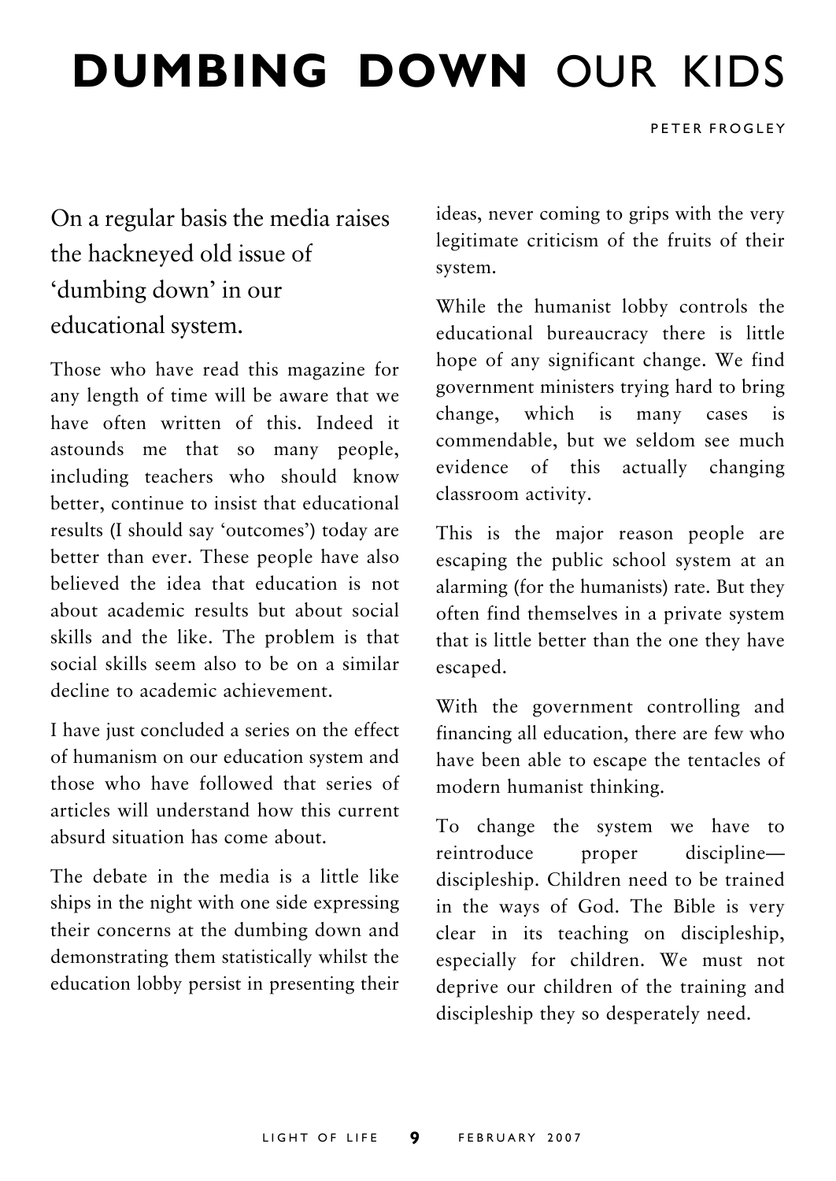# **DUMBING DOWN** OUR KIDS

PETER FROGLEY

On a regular basis the media raises the hackneyed old issue of 'dumbing down' in our educational system.

Those who have read this magazine for any length of time will be aware that we have often written of this. Indeed it astounds me that so many people, including teachers who should know better, continue to insist that educational results (I should say 'outcomes') today are better than ever. These people have also believed the idea that education is not about academic results but about social skills and the like. The problem is that social skills seem also to be on a similar decline to academic achievement.

I have just concluded a series on the effect of humanism on our education system and those who have followed that series of articles will understand how this current absurd situation has come about.

The debate in the media is a little like ships in the night with one side expressing their concerns at the dumbing down and demonstrating them statistically whilst the education lobby persist in presenting their ideas, never coming to grips with the very legitimate criticism of the fruits of their system.

While the humanist lobby controls the educational bureaucracy there is little hope of any significant change. We find government ministers trying hard to bring change, which is many cases is commendable, but we seldom see much evidence of this actually changing classroom activity.

This is the major reason people are escaping the public school system at an alarming (for the humanists) rate. But they often find themselves in a private system that is little better than the one they have escaped.

With the government controlling and financing all education, there are few who have been able to escape the tentacles of modern humanist thinking.

To change the system we have to reintroduce proper discipline—discipleship. Children need to be trained in the ways of God. The Bible is very clear in its teaching on discipleship, especially for children. We must not deprive our children of the training and discipleship they so desperately need.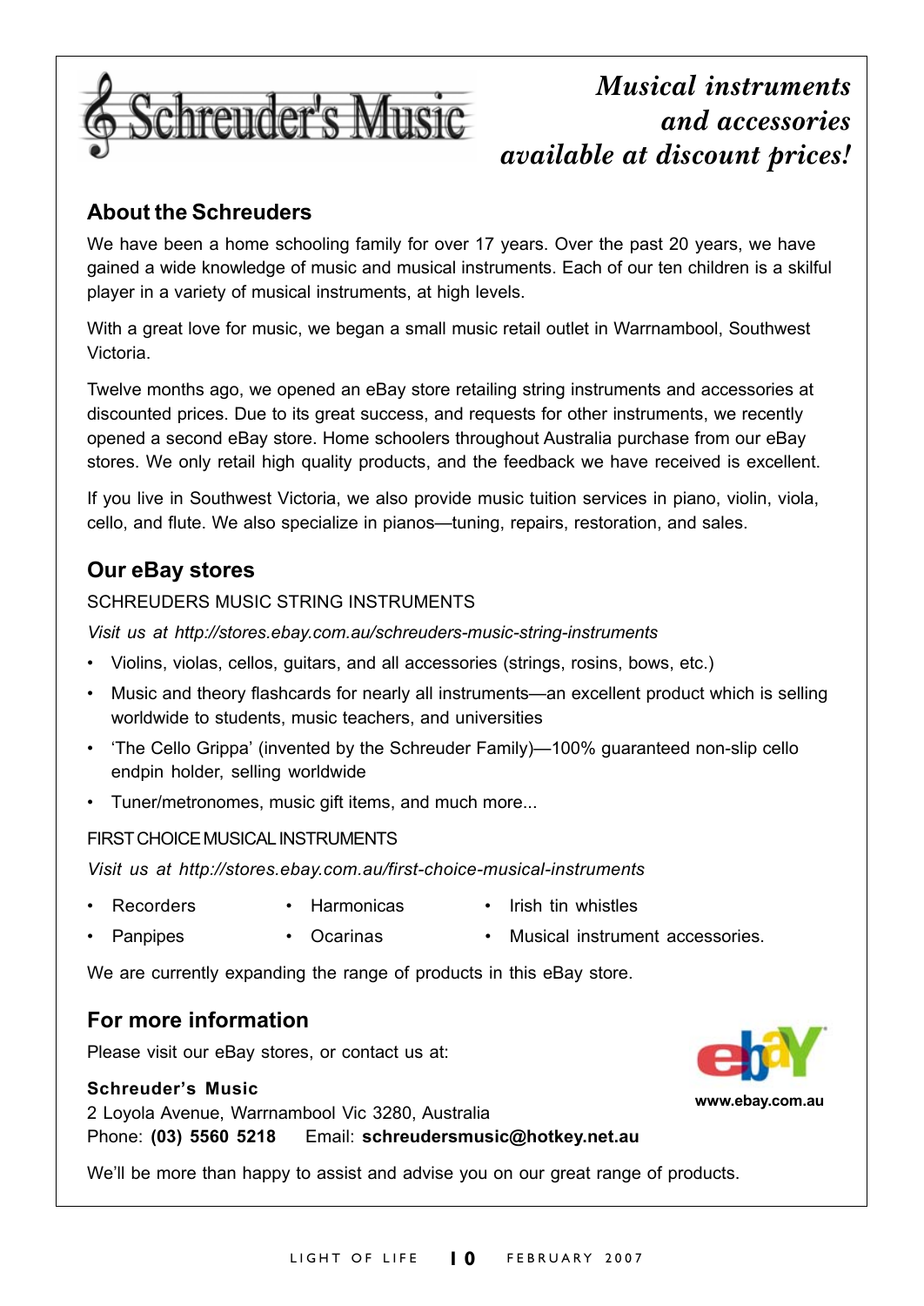# Schreuder's Music

*Musical instruments and accessories available at discount prices!*

## About the Schreuders

We have been a home schooling family for over 17 years. Over the past 20 years, we have gained a wide knowledge of music and musical instruments. Each of our ten children is a skilful player in a variety of musical instruments, at high levels.

With a great love for music, we began a small music retail outlet in Warrnambool, Southwest Victoria.

Twelve months ago, we opened an eBay store retailing string instruments and accessories at discounted prices. Due to its great success, and requests for other instruments, we recently opened a second eBay store. Home schoolers throughout Australia purchase from our eBay stores. We only retail high quality products, and the feedback we have received is excellent.

If you live in Southwest Victoria, we also provide music tuition services in piano, violin, viola, cello, and flute. We also specialize in pianos—tuning, repairs, restoration, and sales.

## Our eBay stores

SCHREUDERS MUSIC STRING INSTRUMENTS

*Visit us at http://stores.ebay.com.au/schreuders-music-string-instruments*

- Violins, violas, cellos, guitars, and all accessories (strings, rosins, bows, etc.)
- Music and theory flashcards for nearly all instruments—an excellent product which is selling worldwide to students, music teachers, and universities
- 'The Cello Grippa' (invented by the Schreuder Family)—100% guaranteed non-slip cello endpin holder, selling worldwide
- Tuner/metronomes, music gift items, and much more...

FIRST CHOICE MUSICAL INSTRUMENTS

*Visit us at http://stores.ebay.com.au/first-choice-musical-instruments*

- Recorders
- Harmonicas
- Irish tin whistles
- Panpipes
- Ocarinas
- Musical instrument accessories.

We are currently expanding the range of products in this eBay store.

## For more information

Please visit our eBay stores, or contact us at:

**Schreuder's Music**
2 Loyola Avenue, Warrnambool Vic 3280, Australia
Phone: **(03) 5560 5218** Email: **schreudersmusic@hotkey.net.au**

ebay **www.ebay.com.au**

We'll be more than happy to assist and advise you on our great range of products.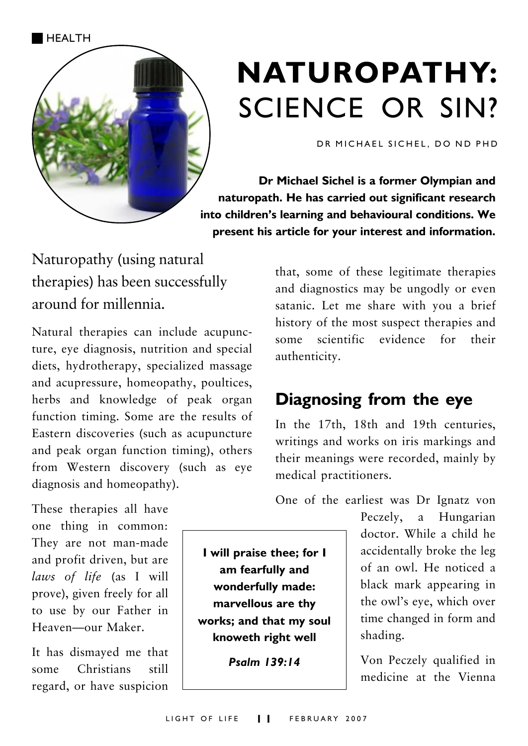HEALTH

# NATUROPATHY: SCIENCE OR SIN?

DR MICHAEL SICHEL, DO ND PHD

**Dr Michael Sichel is a former Olympian and naturopath. He has carried out significant research into children's learning and behavioural conditions. We present his article for your interest and information.**

Naturopathy (using natural therapies) has been successfully around for millennia.

Natural therapies can include acupuncture, eye diagnosis, nutrition and special diets, hydrotherapy, specialized massage and acupressure, homeopathy, poultices, herbs and knowledge of peak organ function timing. Some are the results of Eastern discoveries (such as acupuncture and peak organ function timing), others from Western discovery (such as eye diagnosis and homeopathy).

These therapies all have one thing in common: They are not man-made and profit driven, but are *laws of life* (as I will prove), given freely for all to use by our Father in Heaven—our Maker.

It has dismayed me that some Christians still regard, or have suspicion that, some of these legitimate therapies and diagnostics may be ungodly or even satanic. Let me share with you a brief history of the most suspect therapies and some scientific evidence for their authenticity.

> **I will praise thee; for I am fearfully and wonderfully made: marvellous are thy works; and that my soul knoweth right well**
>
> ***Psalm 139:14***

## Diagnosing from the eye

In the 17th, 18th and 19th centuries, writings and works on iris markings and their meanings were recorded, mainly by medical practitioners.

One of the earliest was Dr Ignatz von Peczely, a Hungarian doctor. While a child he accidentally broke the leg of an owl. He noticed a black mark appearing in the owl's eye, which over time changed in form and shading.

Von Peczely qualified in medicine at the Vienna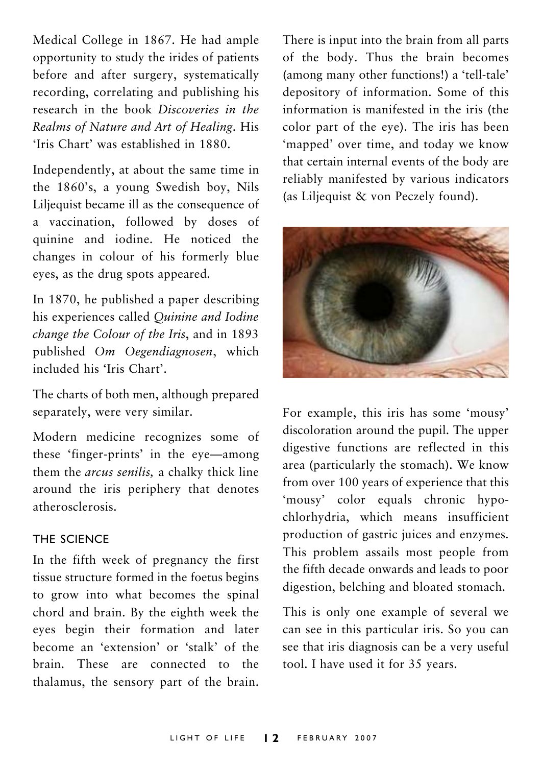Medical College in 1867. He had ample opportunity to study the irides of patients before and after surgery, systematically recording, correlating and publishing his research in the book *Discoveries in the Realms of Nature and Art of Healing*. His 'Iris Chart' was established in 1880.

Independently, at about the same time in the 1860's, a young Swedish boy, Nils Liljequist became ill as the consequence of a vaccination, followed by doses of quinine and iodine. He noticed the changes in colour of his formerly blue eyes, as the drug spots appeared.

In 1870, he published a paper describing his experiences called *Quinine and Iodine change the Colour of the Iris*, and in 1893 published *Om Oegendiagnosen*, which included his 'Iris Chart'.

The charts of both men, although prepared separately, were very similar.

Modern medicine recognizes some of these 'finger-prints' in the eye—among them the *arcus senilis,* a chalky thick line around the iris periphery that denotes atherosclerosis.

## THE SCIENCE

In the fifth week of pregnancy the first tissue structure formed in the foetus begins to grow into what becomes the spinal chord and brain. By the eighth week the eyes begin their formation and later become an 'extension' or 'stalk' of the brain. These are connected to the thalamus, the sensory part of the brain. There is input into the brain from all parts of the body. Thus the brain becomes (among many other functions!) a 'tell-tale' depository of information. Some of this information is manifested in the iris (the color part of the eye). The iris has been 'mapped' over time, and today we know that certain internal events of the body are reliably manifested by various indicators (as Liljequist & von Peczely found).

For example, this iris has some 'mousy' discoloration around the pupil. The upper digestive functions are reflected in this area (particularly the stomach). We know from over 100 years of experience that this 'mousy' color equals chronic hypochlorhydria, which means insufficient production of gastric juices and enzymes. This problem assails most people from the fifth decade onwards and leads to poor digestion, belching and bloated stomach.

This is only one example of several we can see in this particular iris. So you can see that iris diagnosis can be a very useful tool. I have used it for 35 years.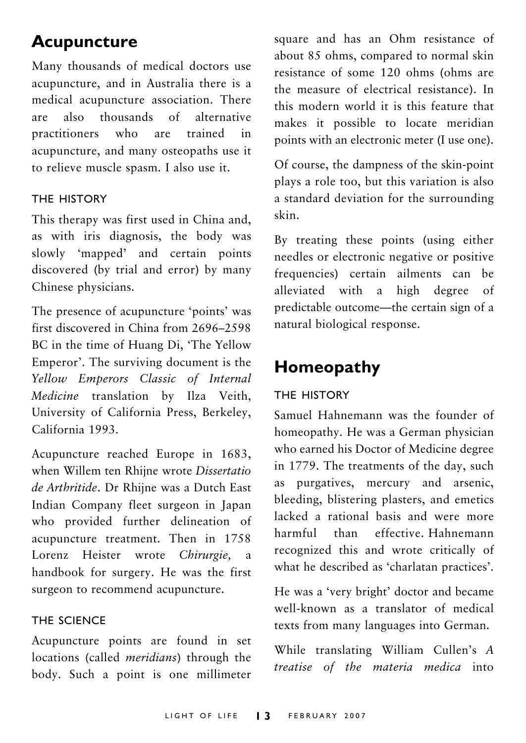## Acupuncture

Many thousands of medical doctors use acupuncture, and in Australia there is a medical acupuncture association. There are also thousands of alternative practitioners who are trained in acupuncture, and many osteopaths use it to relieve muscle spasm. I also use it.

### THE HISTORY

This therapy was first used in China and, as with iris diagnosis, the body was slowly 'mapped' and certain points discovered (by trial and error) by many Chinese physicians.

The presence of acupuncture 'points' was first discovered in China from 2696–2598 BC in the time of Huang Di, 'The Yellow Emperor'. The surviving document is the *Yellow Emperors Classic of Internal Medicine* translation by Ilza Veith, University of California Press, Berkeley, California 1993.

Acupuncture reached Europe in 1683, when Willem ten Rhijne wrote *Dissertatio de Arthritide*. Dr Rhijne was a Dutch East Indian Company fleet surgeon in Japan who provided further delineation of acupuncture treatment. Then in 1758 Lorenz Heister wrote *Chirurgie,* a handbook for surgery. He was the first surgeon to recommend acupuncture.

### THE SCIENCE

Acupuncture points are found in set locations (called *meridians*) through the body. Such a point is one millimeter square and has an Ohm resistance of about 85 ohms, compared to normal skin resistance of some 120 ohms (ohms are the measure of electrical resistance). In this modern world it is this feature that makes it possible to locate meridian points with an electronic meter (I use one).

Of course, the dampness of the skin-point plays a role too, but this variation is also a standard deviation for the surrounding skin.

By treating these points (using either needles or electronic negative or positive frequencies) certain ailments can be alleviated with a high degree of predictable outcome—the certain sign of a natural biological response.

## Homeopathy

### THE HISTORY

Samuel Hahnemann was the founder of homeopathy. He was a German physician who earned his Doctor of Medicine degree in 1779. The treatments of the day, such as purgatives, mercury and arsenic, bleeding, blistering plasters, and emetics lacked a rational basis and were more harmful than effective. Hahnemann recognized this and wrote critically of what he described as 'charlatan practices'.

He was a 'very bright' doctor and became well-known as a translator of medical texts from many languages into German.

While translating William Cullen's *A treatise of the materia medica* into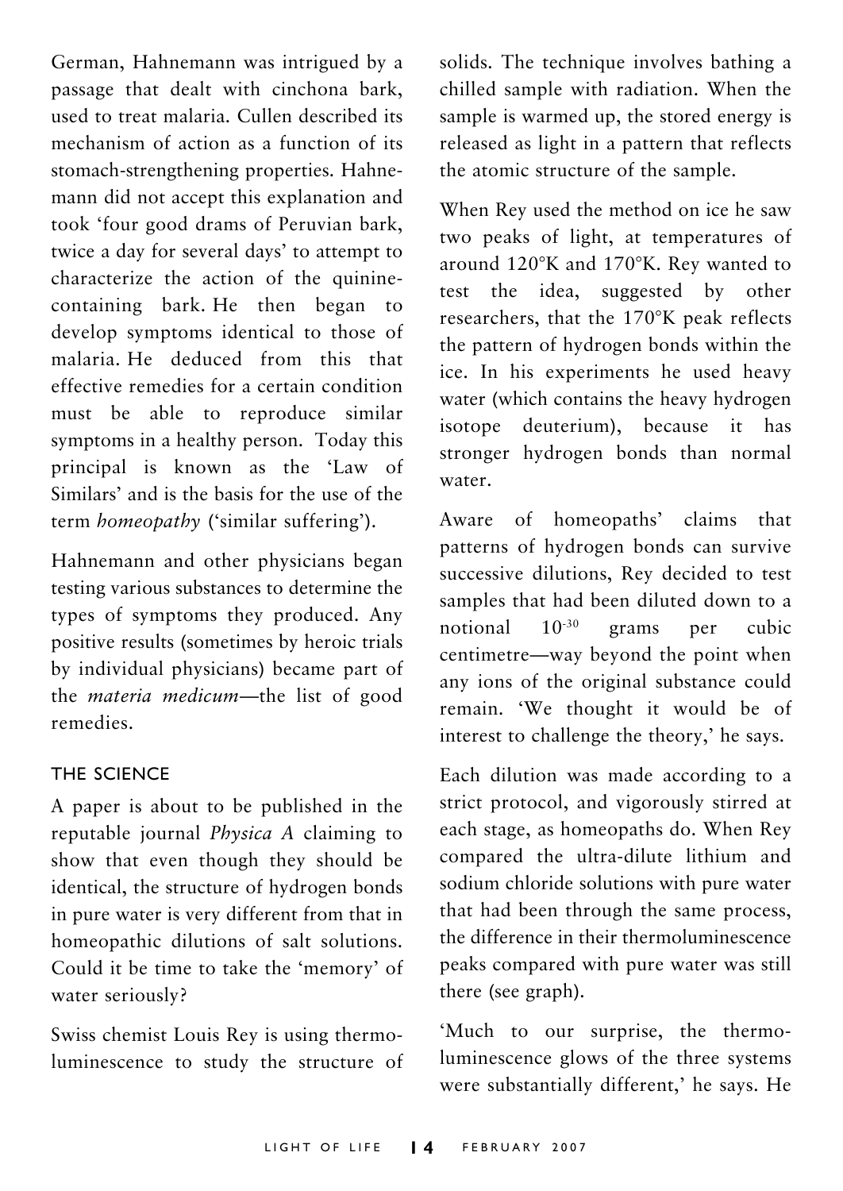German, Hahnemann was intrigued by a passage that dealt with cinchona bark, used to treat malaria. Cullen described its mechanism of action as a function of its stomach-strengthening properties. Hahnemann did not accept this explanation and took 'four good drams of Peruvian bark, twice a day for several days' to attempt to characterize the action of the quinine-containing bark. He then began to develop symptoms identical to those of malaria. He deduced from this that effective remedies for a certain condition must be able to reproduce similar symptoms in a healthy person. Today this principal is known as the 'Law of Similars' and is the basis for the use of the term *homeopathy* ('similar suffering').

Hahnemann and other physicians began testing various substances to determine the types of symptoms they produced. Any positive results (sometimes by heroic trials by individual physicians) became part of the *materia medicum*—the list of good remedies.

## THE SCIENCE

A paper is about to be published in the reputable journal *Physica A* claiming to show that even though they should be identical, the structure of hydrogen bonds in pure water is very different from that in homeopathic dilutions of salt solutions. Could it be time to take the 'memory' of water seriously?

Swiss chemist Louis Rey is using thermoluminescence to study the structure of solids. The technique involves bathing a chilled sample with radiation. When the sample is warmed up, the stored energy is released as light in a pattern that reflects the atomic structure of the sample.

When Rey used the method on ice he saw two peaks of light, at temperatures of around 120°K and 170°K. Rey wanted to test the idea, suggested by other researchers, that the 170°K peak reflects the pattern of hydrogen bonds within the ice. In his experiments he used heavy water (which contains the heavy hydrogen isotope deuterium), because it has stronger hydrogen bonds than normal water.

Aware of homeopaths' claims that patterns of hydrogen bonds can survive successive dilutions, Rey decided to test samples that had been diluted down to a notional $10^{-30}$ grams per cubic centimetre—way beyond the point when any ions of the original substance could remain. 'We thought it would be of interest to challenge the theory,' he says.

Each dilution was made according to a strict protocol, and vigorously stirred at each stage, as homeopaths do. When Rey compared the ultra-dilute lithium and sodium chloride solutions with pure water that had been through the same process, the difference in their thermoluminescence peaks compared with pure water was still there (see graph).

'Much to our surprise, the thermoluminescence glows of the three systems were substantially different,' he says. He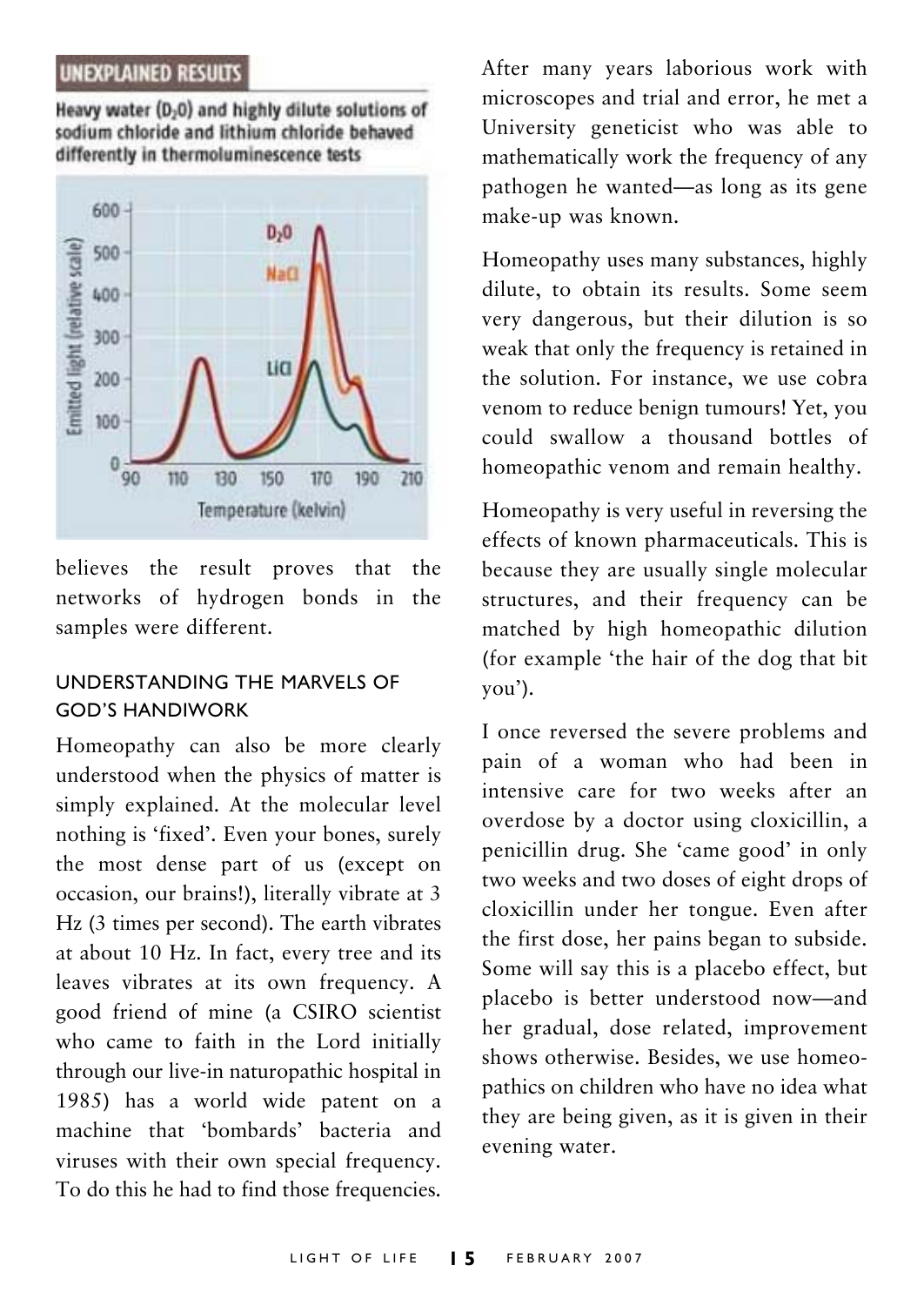## UNEXPLAINED RESULTS

**Heavy water ($D_2O$) and highly dilute solutions of sodium chloride and lithium chloride behaved differently in thermoluminescence tests**

believes the result proves that the networks of hydrogen bonds in the samples were different.

### UNDERSTANDING THE MARVELS OF GOD'S HANDIWORK

Homeopathy can also be more clearly understood when the physics of matter is simply explained. At the molecular level nothing is 'fixed'. Even your bones, surely the most dense part of us (except on occasion, our brains!), literally vibrate at 3 Hz (3 times per second). The earth vibrates at about 10 Hz. In fact, every tree and its leaves vibrates at its own frequency. A good friend of mine (a CSIRO scientist who came to faith in the Lord initially through our live-in naturopathic hospital in 1985) has a world wide patent on a machine that 'bombards' bacteria and viruses with their own special frequency. To do this he had to find those frequencies. After many years laborious work with microscopes and trial and error, he met a University geneticist who was able to mathematically work the frequency of any pathogen he wanted—as long as its gene make-up was known.

Homeopathy uses many substances, highly dilute, to obtain its results. Some seem very dangerous, but their dilution is so weak that only the frequency is retained in the solution. For instance, we use cobra venom to reduce benign tumours! Yet, you could swallow a thousand bottles of homeopathic venom and remain healthy.

Homeopathy is very useful in reversing the effects of known pharmaceuticals. This is because they are usually single molecular structures, and their frequency can be matched by high homeopathic dilution (for example 'the hair of the dog that bit you').

I once reversed the severe problems and pain of a woman who had been in intensive care for two weeks after an overdose by a doctor using cloxicillin, a penicillin drug. She 'came good' in only two weeks and two doses of eight drops of cloxicillin under her tongue. Even after the first dose, her pains began to subside. Some will say this is a placebo effect, but placebo is better understood now—and her gradual, dose related, improvement shows otherwise. Besides, we use homeopathics on children who have no idea what they are being given, as it is given in their evening water.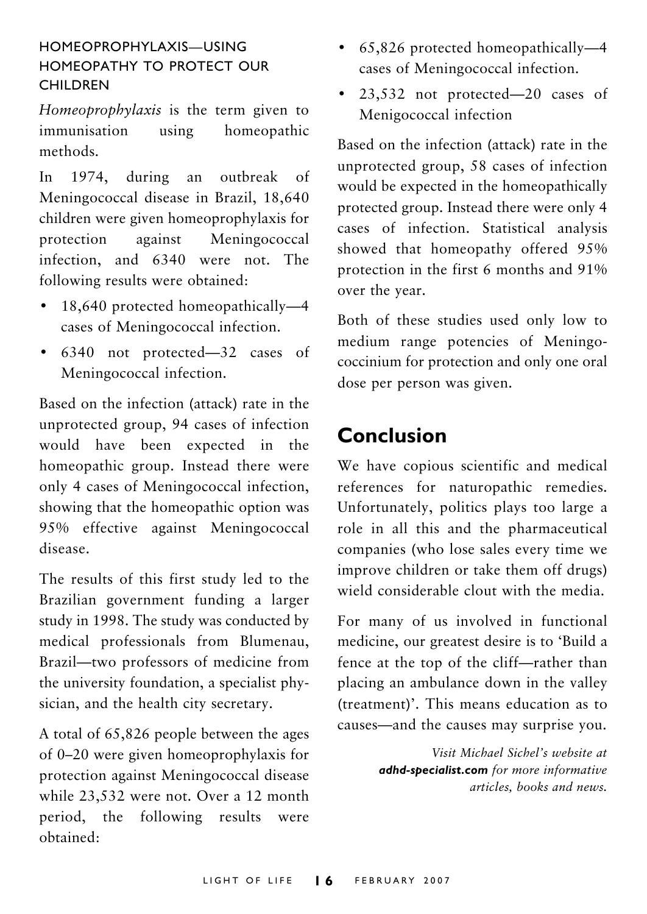### HOMEOPROPHYLAXIS—USING HOMEOPATHY TO PROTECT OUR CHILDREN

*Homeoprophylaxis* is the term given to immunisation using homeopathic methods.

In 1974, during an outbreak of Meningococcal disease in Brazil, 18,640 children were given homeoprophylaxis for protection against Meningococcal infection, and 6340 were not. The following results were obtained:

- 18,640 protected homeopathically—4 cases of Meningococcal infection.
- 6340 not protected—32 cases of Meningococcal infection.

Based on the infection (attack) rate in the unprotected group, 94 cases of infection would have been expected in the homeopathic group. Instead there were only 4 cases of Meningococcal infection, showing that the homeopathic option was 95% effective against Meningococcal disease.

The results of this first study led to the Brazilian government funding a larger study in 1998. The study was conducted by medical professionals from Blumenau, Brazil—two professors of medicine from the university foundation, a specialist physician, and the health city secretary.

A total of 65,826 people between the ages of 0–20 were given homeoprophylaxis for protection against Meningococcal disease while 23,532 were not. Over a 12 month period, the following results were obtained:

- 65,826 protected homeopathically—4 cases of Meningococcal infection.
- 23,532 not protected—20 cases of Menigococcal infection

Based on the infection (attack) rate in the unprotected group, 58 cases of infection would be expected in the homeopathically protected group. Instead there were only 4 cases of infection. Statistical analysis showed that homeopathy offered 95% protection in the first 6 months and 91% over the year.

Both of these studies used only low to medium range potencies of Meningococcinium for protection and only one oral dose per person was given.

## Conclusion

We have copious scientific and medical references for naturopathic remedies. Unfortunately, politics plays too large a role in all this and the pharmaceutical companies (who lose sales every time we improve children or take them off drugs) wield considerable clout with the media.

For many of us involved in functional medicine, our greatest desire is to 'Build a fence at the top of the cliff—rather than placing an ambulance down in the valley (treatment)'. This means education as to causes—and the causes may surprise you.

*Visit Michael Sichel's website at **adhd-specialist.com** for more informative articles, books and news.*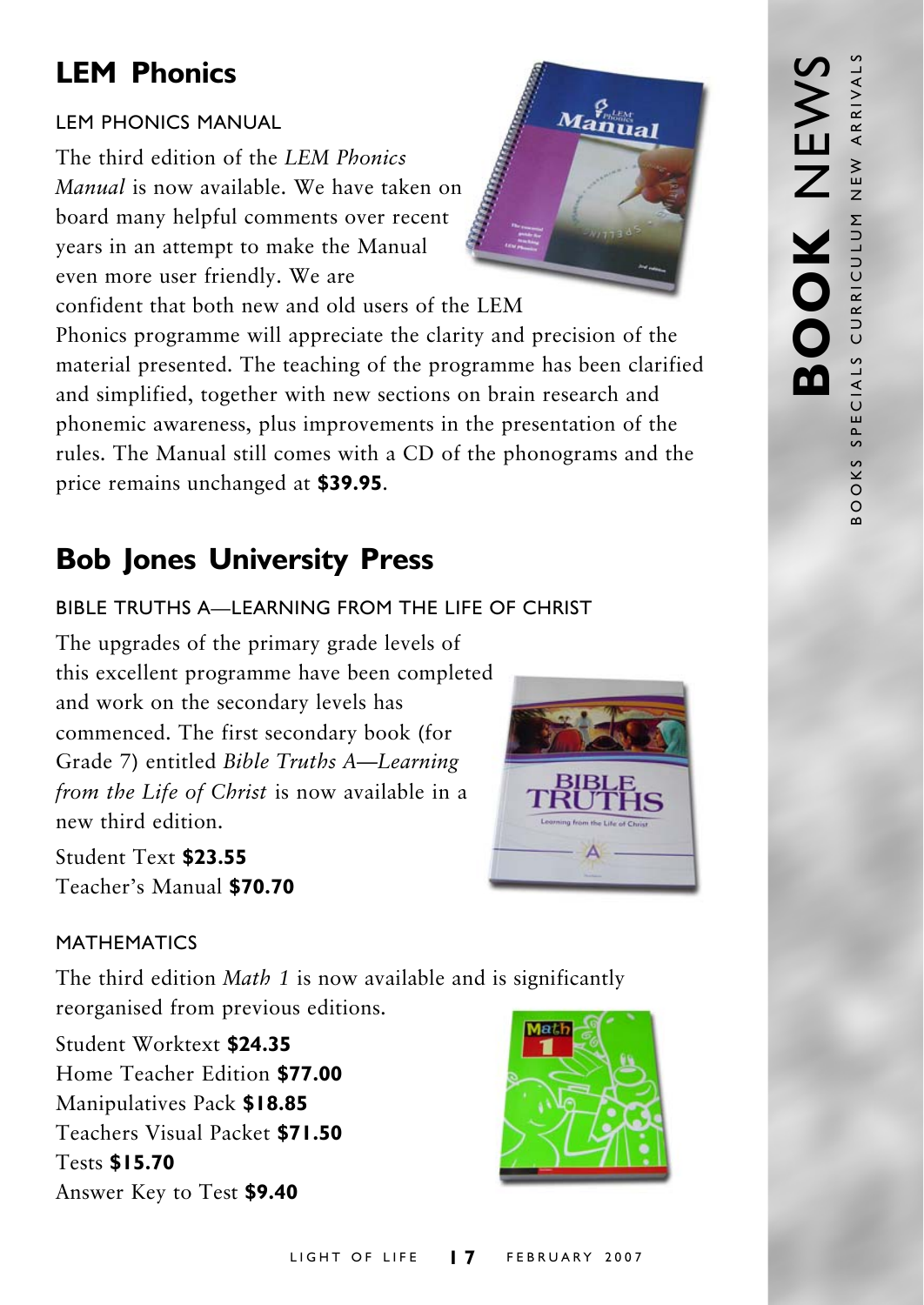# LEM Phonics

## LEM PHONICS MANUAL

The third edition of the *LEM Phonics Manual* is now available. We have taken on board many helpful comments over recent years in an attempt to make the Manual even more user friendly. We are confident that both new and old users of the LEM Phonics programme will appreciate the clarity and precision of the material presented. The teaching of the programme has been clarified and simplified, together with new sections on brain research and phonemic awareness, plus improvements in the presentation of the rules. The Manual still comes with a CD of the phonograms and the price remains unchanged at **$39.95**.

# Bob Jones University Press

## BIBLE TRUTHS A—LEARNING FROM THE LIFE OF CHRIST

The upgrades of the primary grade levels of this excellent programme have been completed and work on the secondary levels has commenced. The first secondary book (for Grade 7) entitled *Bible Truths A—Learning from the Life of Christ* is now available in a new third edition.

Student Text **$23.55**
Teacher's Manual **$70.70**

## MATHEMATICS

The third edition *Math 1* is now available and is significantly reorganised from previous editions.

Student Worktext **$24.35**
Home Teacher Edition **$77.00**
Manipulatives Pack **$18.85**
Teachers Visual Packet **$71.50**
Tests **$15.70**
Answer Key to Test **$9.40**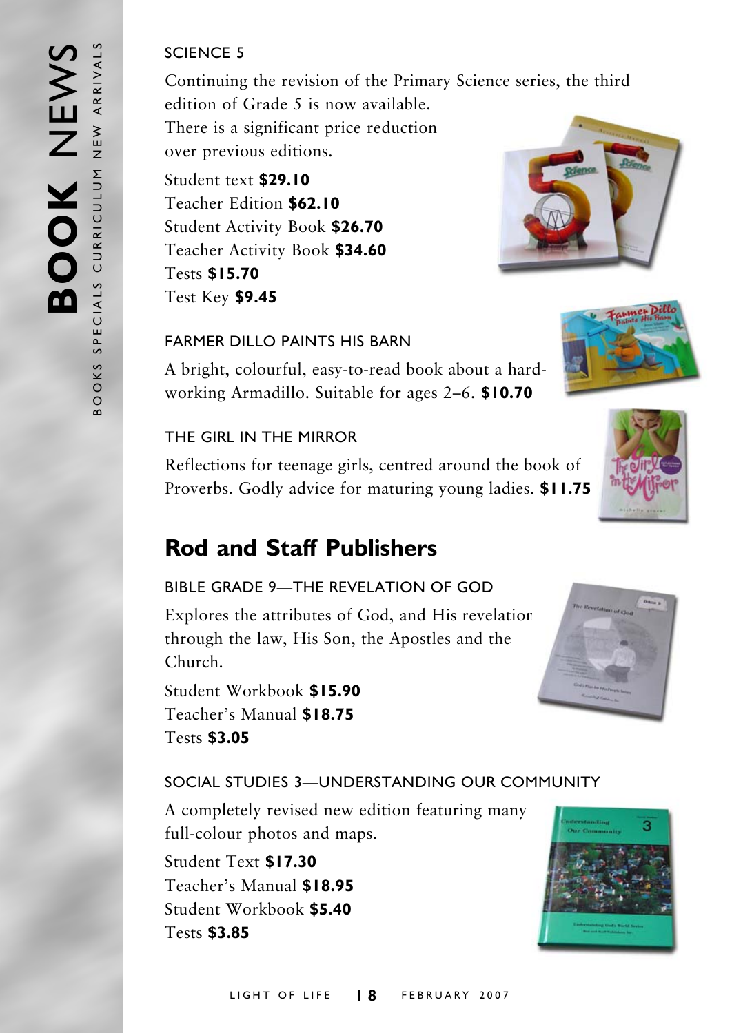### SCIENCE 5

Continuing the revision of the Primary Science series, the third edition of Grade 5 is now available. There is a significant price reduction over previous editions.

Student text **$29.10**
Teacher Edition **$62.10**
Student Activity Book **$26.70**
Teacher Activity Book **$34.60**
Tests **$15.70**
Test Key **$9.45**

### FARMER DILLO PAINTS HIS BARN

A bright, colourful, easy-to-read book about a hard-working Armadillo. Suitable for ages 2–6. **$10.70**

### THE GIRL IN THE MIRROR

Reflections for teenage girls, centred around the book of Proverbs. Godly advice for maturing young ladies. **$11.75**

## Rod and Staff Publishers

### BIBLE GRADE 9—THE REVELATION OF GOD

Explores the attributes of God, and His revelation through the law, His Son, the Apostles and the Church.

Student Workbook **$15.90**
Teacher's Manual **$18.75**
Tests **$3.05**

### SOCIAL STUDIES 3—UNDERSTANDING OUR COMMUNITY

A completely revised new edition featuring many full-colour photos and maps.

Student Text **$17.30**
Teacher's Manual **$18.95**
Student Workbook **$5.40**
Tests **$3.85**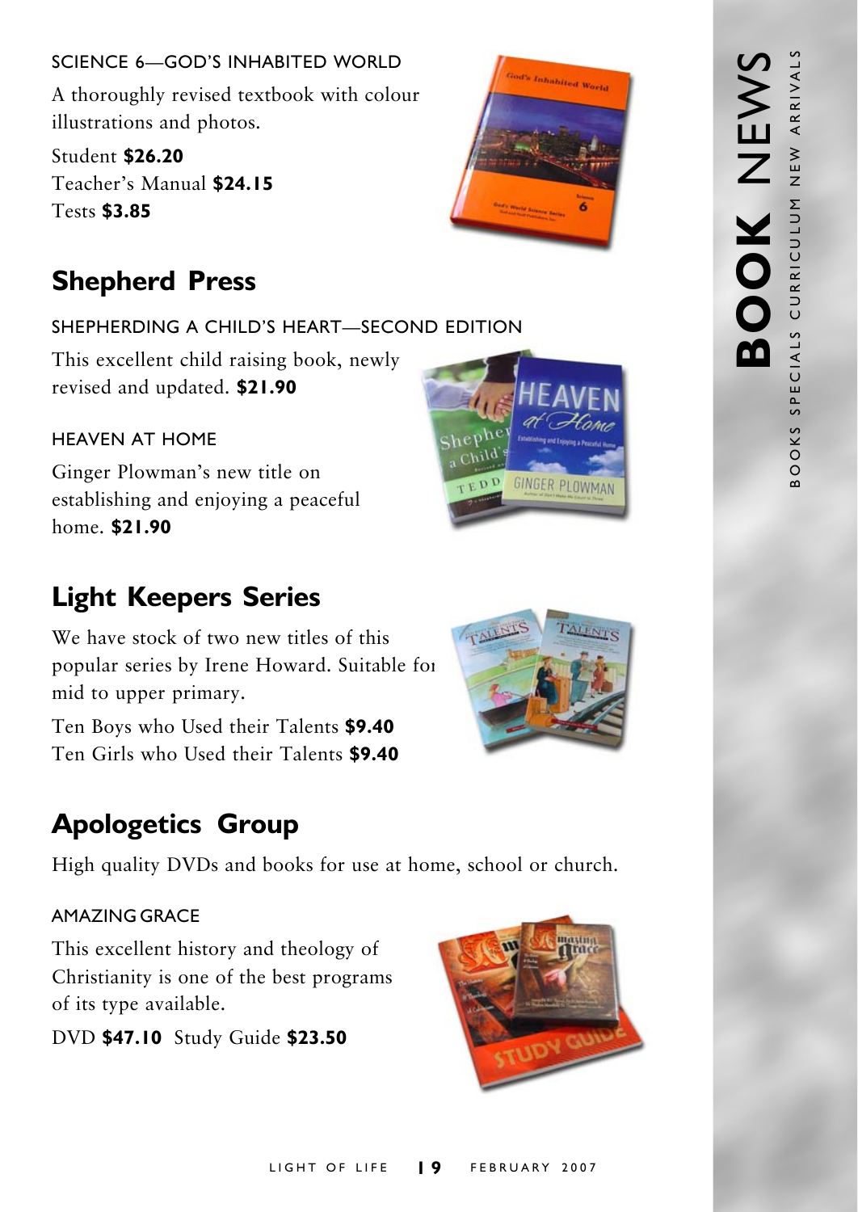SCIENCE 6—GOD'S INHABITED WORLD

A thoroughly revised textbook with colour illustrations and photos.

Student **$26.20**
Teacher's Manual **$24.15**
Tests **$3.85**

## Shepherd Press

SHEPHERDING A CHILD'S HEART—SECOND EDITION

This excellent child raising book, newly revised and updated. **$21.90**

HEAVEN AT HOME

Ginger Plowman's new title on establishing and enjoying a peaceful home. **$21.90**

## Light Keepers Series

We have stock of two new titles of this popular series by Irene Howard. Suitable for mid to upper primary.

Ten Boys who Used their Talents **$9.40**
Ten Girls who Used their Talents **$9.40**

## Apologetics Group

High quality DVDs and books for use at home, school or church.

AMAZING GRACE

This excellent history and theology of Christianity is one of the best programs of its type available.

DVD **$47.10** Study Guide **$23.50**

**BOOK** NEWS

BOOKS SPECIALS CURRICULUM NEW ARRIVALS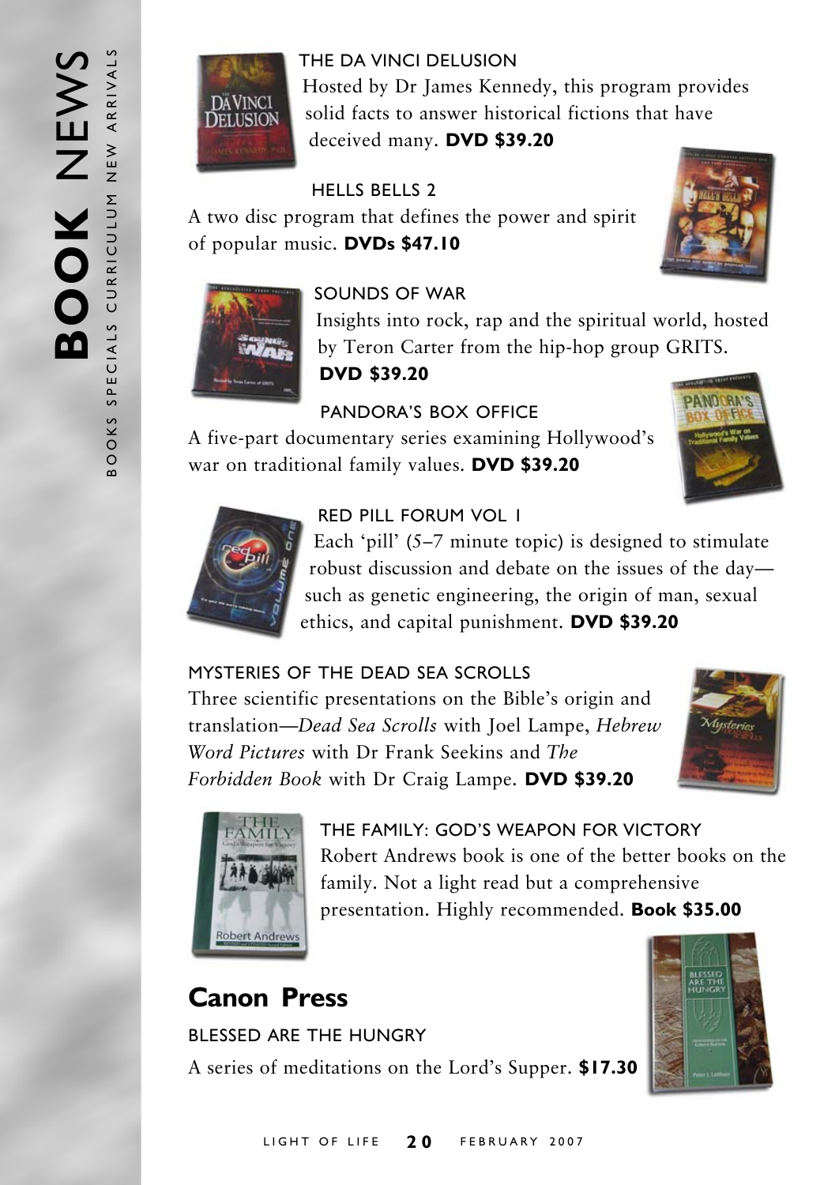# BOOK NEWS

BOOKS SPECIALS CURRICULUM NEW ARRIVALS

THE DA VINCI DELUSION

Hosted by Dr James Kennedy, this program provides solid facts to answer historical fictions that have deceived many. **DVD $39.20**

HELLS BELLS 2

A two disc program that defines the power and spirit of popular music. **DVDs $47.10**

SOUNDS OF WAR

Insights into rock, rap and the spiritual world, hosted by Teron Carter from the hip-hop group GRITS. **DVD $39.20**

PANDORA'S BOX OFFICE

A five-part documentary series examining Hollywood's war on traditional family values. **DVD $39.20**

RED PILL FORUM VOL 1

Each 'pill' (5–7 minute topic) is designed to stimulate robust discussion and debate on the issues of the day—such as genetic engineering, the origin of man, sexual ethics, and capital punishment. **DVD $39.20**

MYSTERIES OF THE DEAD SEA SCROLLS

Three scientific presentations on the Bible's origin and translation—*Dead Sea Scrolls* with Joel Lampe, *Hebrew Word Pictures* with Dr Frank Seekins and *The Forbidden Book* with Dr Craig Lampe. **DVD $39.20**

THE FAMILY: GOD'S WEAPON FOR VICTORY

Robert Andrews book is one of the better books on the family. Not a light read but a comprehensive presentation. Highly recommended. **Book $35.00**

## Canon Press

BLESSED ARE THE HUNGRY

A series of meditations on the Lord's Supper. **$17.30**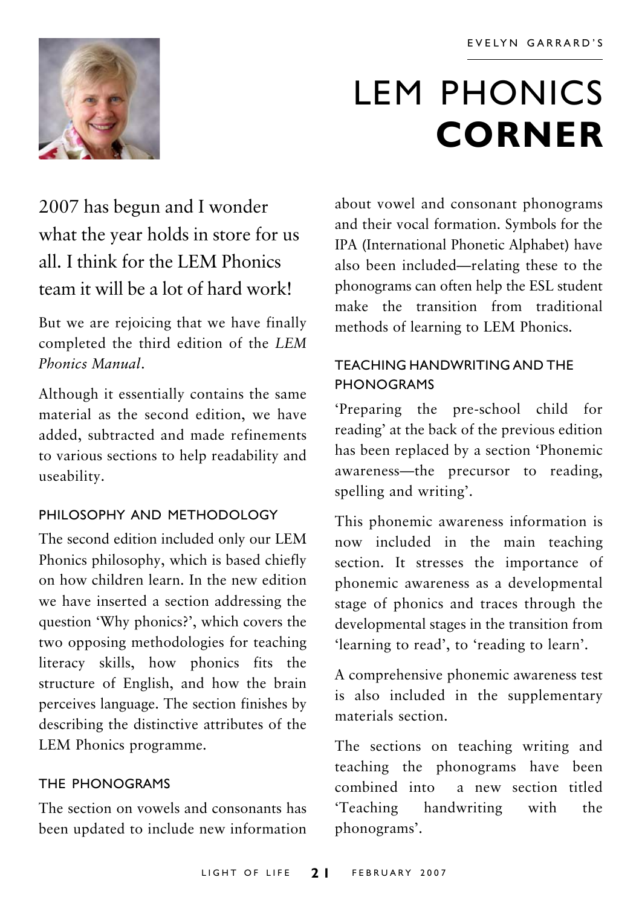EVELYN GARRARD'S

# LEM PHONICS **CORNER**

2007 has begun and I wonder what the year holds in store for us all. I think for the LEM Phonics team it will be a lot of hard work!

But we are rejoicing that we have finally completed the third edition of the *LEM Phonics Manual*.

Although it essentially contains the same material as the second edition, we have added, subtracted and made refinements to various sections to help readability and useability.

## PHILOSOPHY AND METHODOLOGY

The second edition included only our LEM Phonics philosophy, which is based chiefly on how children learn. In the new edition we have inserted a section addressing the question 'Why phonics?', which covers the two opposing methodologies for teaching literacy skills, how phonics fits the structure of English, and how the brain perceives language. The section finishes by describing the distinctive attributes of the LEM Phonics programme.

## THE PHONOGRAMS

The section on vowels and consonants has been updated to include new information about vowel and consonant phonograms and their vocal formation. Symbols for the IPA (International Phonetic Alphabet) have also been included—relating these to the phonograms can often help the ESL student make the transition from traditional methods of learning to LEM Phonics.

## TEACHING HANDWRITING AND THE PHONOGRAMS

'Preparing the pre-school child for reading' at the back of the previous edition has been replaced by a section 'Phonemic awareness—the precursor to reading, spelling and writing'.

This phonemic awareness information is now included in the main teaching section. It stresses the importance of phonemic awareness as a developmental stage of phonics and traces through the developmental stages in the transition from 'learning to read', to 'reading to learn'.

A comprehensive phonemic awareness test is also included in the supplementary materials section.

The sections on teaching writing and teaching the phonograms have been combined into a new section titled 'Teaching handwriting with the phonograms'.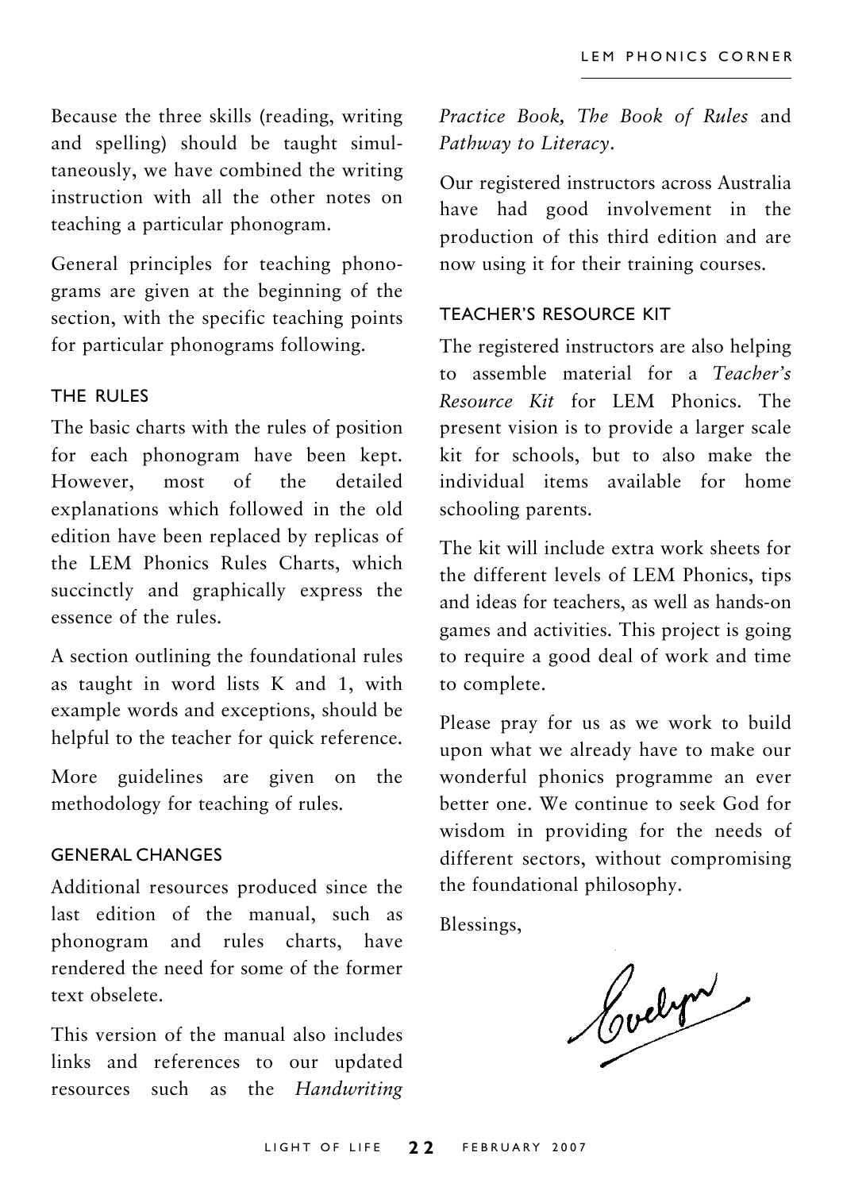Because the three skills (reading, writing and spelling) should be taught simultaneously, we have combined the writing instruction with all the other notes on teaching a particular phonogram.

General principles for teaching phonograms are given at the beginning of the section, with the specific teaching points for particular phonograms following.

### THE RULES

The basic charts with the rules of position for each phonogram have been kept. However, most of the detailed explanations which followed in the old edition have been replaced by replicas of the LEM Phonics Rules Charts, which succinctly and graphically express the essence of the rules.

A section outlining the foundational rules as taught in word lists K and 1, with example words and exceptions, should be helpful to the teacher for quick reference.

More guidelines are given on the methodology for teaching of rules.

### GENERAL CHANGES

Additional resources produced since the last edition of the manual, such as phonogram and rules charts, have rendered the need for some of the former text obselete.

This version of the manual also includes links and references to our updated resources such as the *Handwriting Practice Book, The Book of Rules* and *Pathway to Literacy*.

Our registered instructors across Australia have had good involvement in the production of this third edition and are now using it for their training courses.

### TEACHER'S RESOURCE KIT

The registered instructors are also helping to assemble material for a *Teacher's Resource Kit* for LEM Phonics. The present vision is to provide a larger scale kit for schools, but to also make the individual items available for home schooling parents.

The kit will include extra work sheets for the different levels of LEM Phonics, tips and ideas for teachers, as well as hands-on games and activities. This project is going to require a good deal of work and time to complete.

Please pray for us as we work to build upon what we already have to make our wonderful phonics programme an ever better one. We continue to seek God for wisdom in providing for the needs of different sectors, without compromising the foundational philosophy.

Blessings,

Evelyn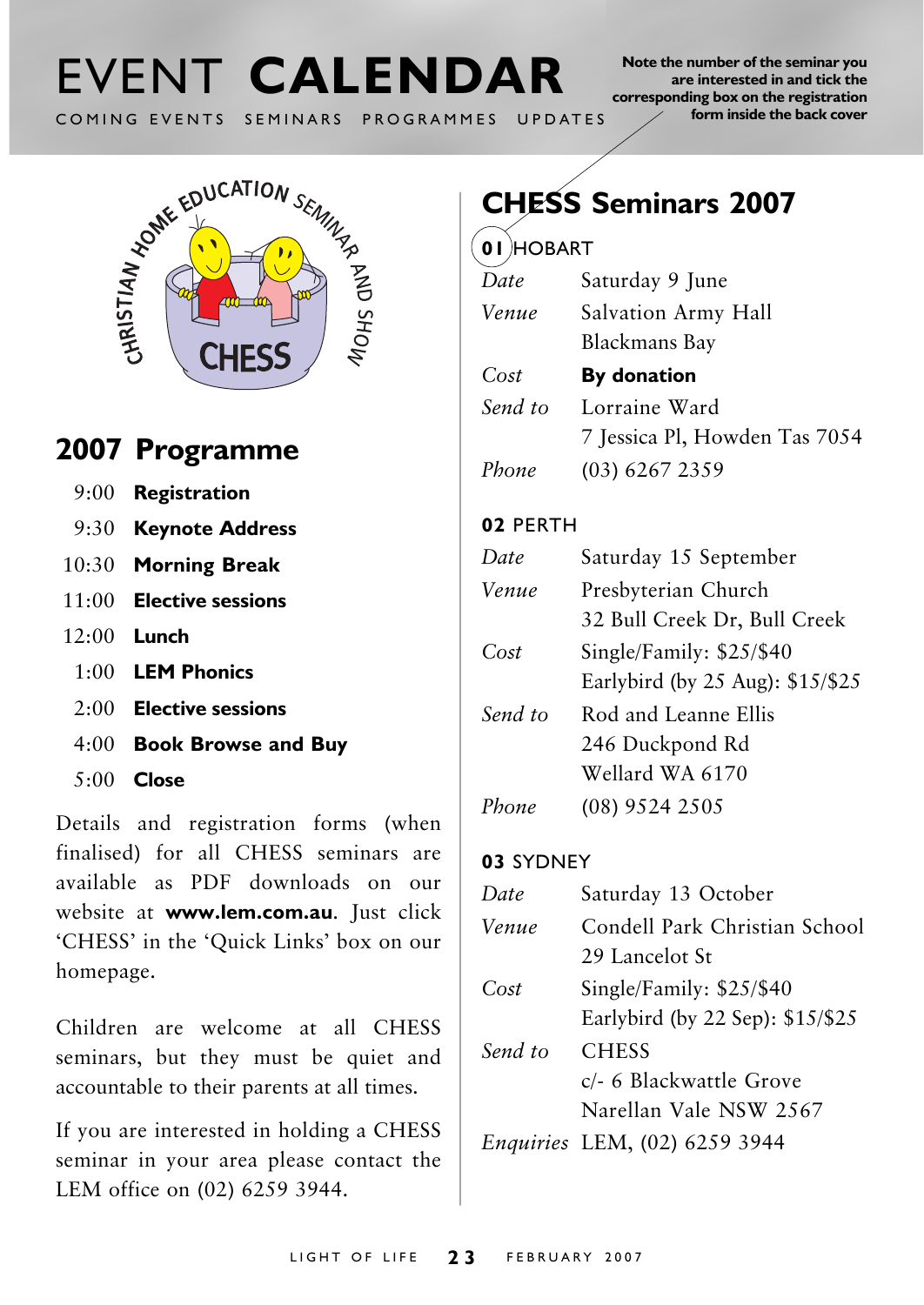# EVENT CALENDAR

COMING EVENTS SEMINARS PROGRAMMES UPDATES

**Note the number of the seminar you are interested in and tick the corresponding box on the registration form inside the back cover**

CHRISTIAN HOME EDUCATION SEMINAR AND SHOW

CHESS

## 2007 Programme

| | |
|---|---|
| 9:00 | **Registration** |
| 9:30 | **Keynote Address** |
| 10:30 | **Morning Break** |
| 11:00 | **Elective sessions** |
| 12:00 | **Lunch** |
| 1:00 | **LEM Phonics** |
| 2:00 | **Elective sessions** |
| 4:00 | **Book Browse and Buy** |
| 5:00 | **Close** |

Details and registration forms (when finalised) for all CHESS seminars are available as PDF downloads on our website at **www.lem.com.au**. Just click 'CHESS' in the 'Quick Links' box on our homepage.

Children are welcome at all CHESS seminars, but they must be quiet and accountable to their parents at all times.

If you are interested in holding a CHESS seminar in your area please contact the LEM office on (02) 6259 3944.

## CHESS Seminars 2007

### 01 HOBART

| | |
|---|---|
| *Date* | Saturday 9 June |
| *Venue* | Salvation Army Hall<br>Blackmans Bay |
| *Cost* | **By donation** |
| *Send to* | Lorraine Ward<br>7 Jessica Pl, Howden Tas 7054 |
| *Phone* | (03) 6267 2359 |

### 02 PERTH

| | |
|---|---|
| *Date* | Saturday 15 September |
| *Venue* | Presbyterian Church<br>32 Bull Creek Dr, Bull Creek |
| *Cost* | Single/Family: $25/$40<br>Earlybird (by 25 Aug): $15/$25 |
| *Send to* | Rod and Leanne Ellis<br>246 Duckpond Rd<br>Wellard WA 6170 |
| *Phone* | (08) 9524 2505 |

### 03 SYDNEY

| | |
|---|---|
| *Date* | Saturday 13 October |
| *Venue* | Condell Park Christian School<br>29 Lancelot St |
| *Cost* | Single/Family: $25/$40<br>Earlybird (by 22 Sep): $15/$25 |
| *Send to* | CHESS<br>c/- 6 Blackwattle Grove<br>Narellan Vale NSW 2567 |
| *Enquiries* | LEM, (02) 6259 3944 |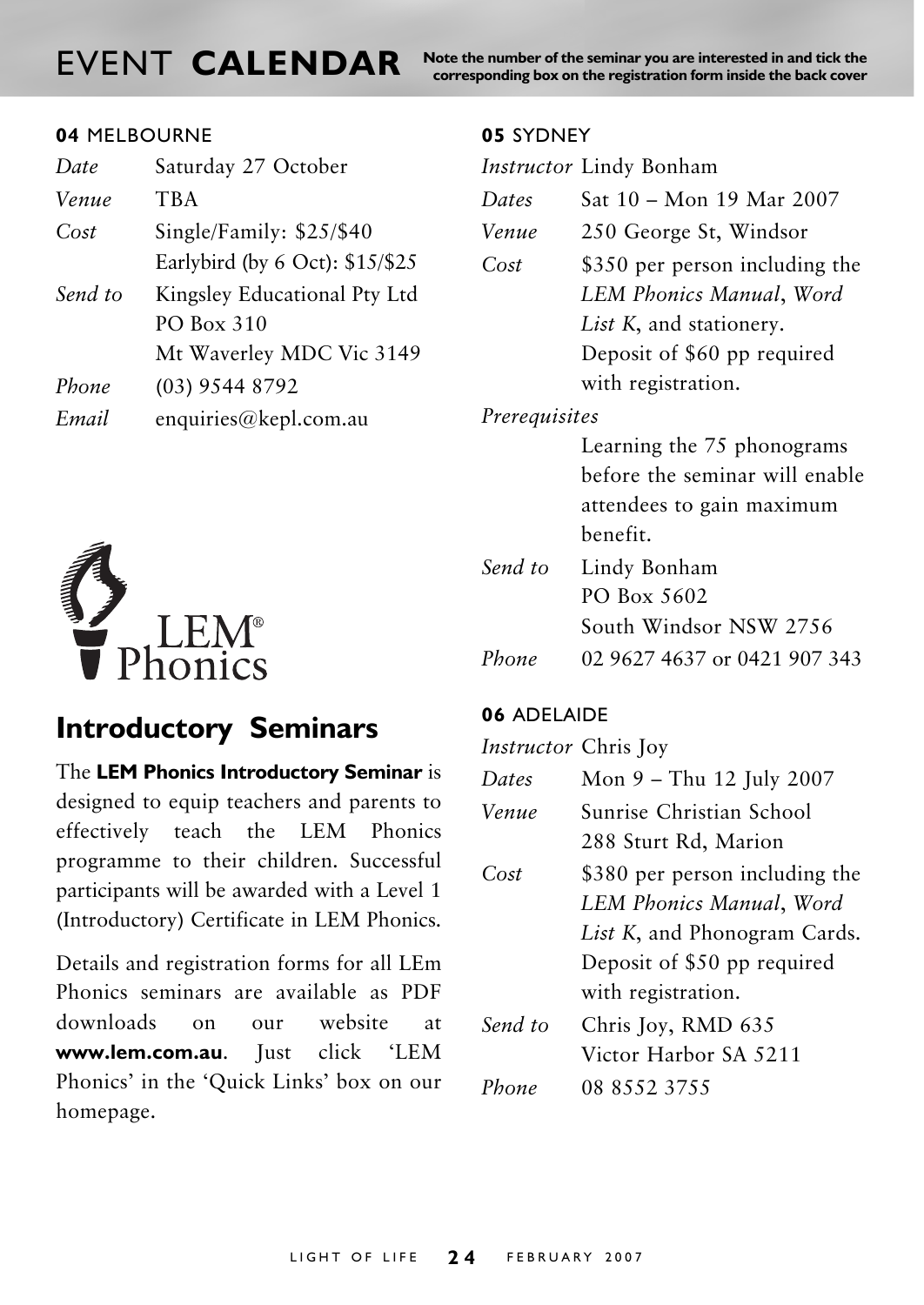# EVENT **CALENDAR**

**Note the number of the seminar you are interested in and tick the corresponding box on the registration form inside the back cover**

### **04** MELBOURNE

| | |
|---|---|
| *Date* | Saturday 27 October |
| *Venue* | TBA |
| *Cost* | Single/Family: $25/$40<br>Earlybird (by 6 Oct): $15/$25 |
| *Send to* | Kingsley Educational Pty Ltd<br>PO Box 310<br>Mt Waverley MDC Vic 3149 |
| *Phone* | (03) 9544 8792 |
| *Email* | enquiries@kepl.com.au |

LEM® Phonics

## Introductory Seminars

The **LEM Phonics Introductory Seminar** is designed to equip teachers and parents to effectively teach the LEM Phonics programme to their children. Successful participants will be awarded with a Level 1 (Introductory) Certificate in LEM Phonics.

Details and registration forms for all LEm Phonics seminars are available as PDF downloads on our website at **www.lem.com.au**. Just click 'LEM Phonics' in the 'Quick Links' box on our homepage.

### **05** SYDNEY

| | |
|---|---|
| *Instructor* | Lindy Bonham |
| *Dates* | Sat 10 – Mon 19 Mar 2007 |
| *Venue* | 250 George St, Windsor |
| *Cost* | $350 per person including the *LEM Phonics Manual*, *Word List K*, and stationery.<br>Deposit of $60 pp required with registration. |
| *Prerequisites* | Learning the 75 phonograms before the seminar will enable attendees to gain maximum benefit. |
| *Send to* | Lindy Bonham<br>PO Box 5602<br>South Windsor NSW 2756 |
| *Phone* | 02 9627 4637 or 0421 907 343 |

### **06** ADELAIDE

| | |
|---|---|
| *Instructor* | Chris Joy |
| *Dates* | Mon 9 – Thu 12 July 2007 |
| *Venue* | Sunrise Christian School<br>288 Sturt Rd, Marion |
| *Cost* | $380 per person including the *LEM Phonics Manual*, *Word List K*, and Phonogram Cards.<br>Deposit of $50 pp required with registration. |
| *Send to* | Chris Joy, RMD 635<br>Victor Harbor SA 5211 |
| *Phone* | 08 8552 3755 |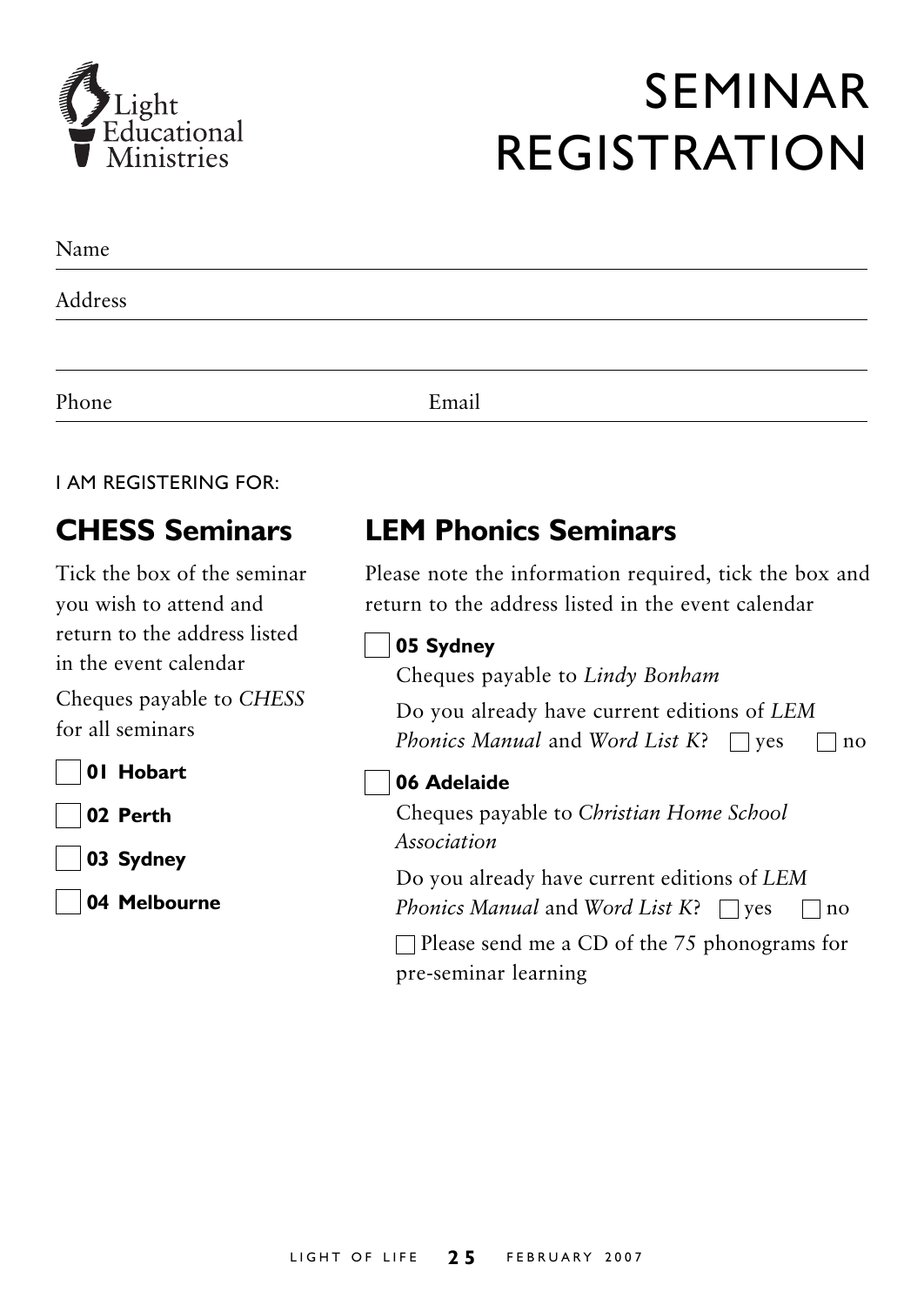Light Educational Ministries

# SEMINAR REGISTRATION

Name

Address

Phone Email

I AM REGISTERING FOR:

## CHESS Seminars

Tick the box of the seminar you wish to attend and return to the address listed in the event calendar

Cheques payable to *CHESS* for all seminars

☐ **01 Hobart**

☐ **02 Perth**

☐ **03 Sydney**

☐ **04 Melbourne**

## LEM Phonics Seminars

Please note the information required, tick the box and return to the address listed in the event calendar

☐ **05 Sydney**

Cheques payable to *Lindy Bonham*

Do you already have current editions of *LEM Phonics Manual* and *Word List K*? ☐ yes ☐ no

☐ **06 Adelaide**

Cheques payable to *Christian Home School Association*

Do you already have current editions of *LEM Phonics Manual* and *Word List K*? ☐ yes ☐ no

☐ Please send me a CD of the 75 phonograms for pre-seminar learning